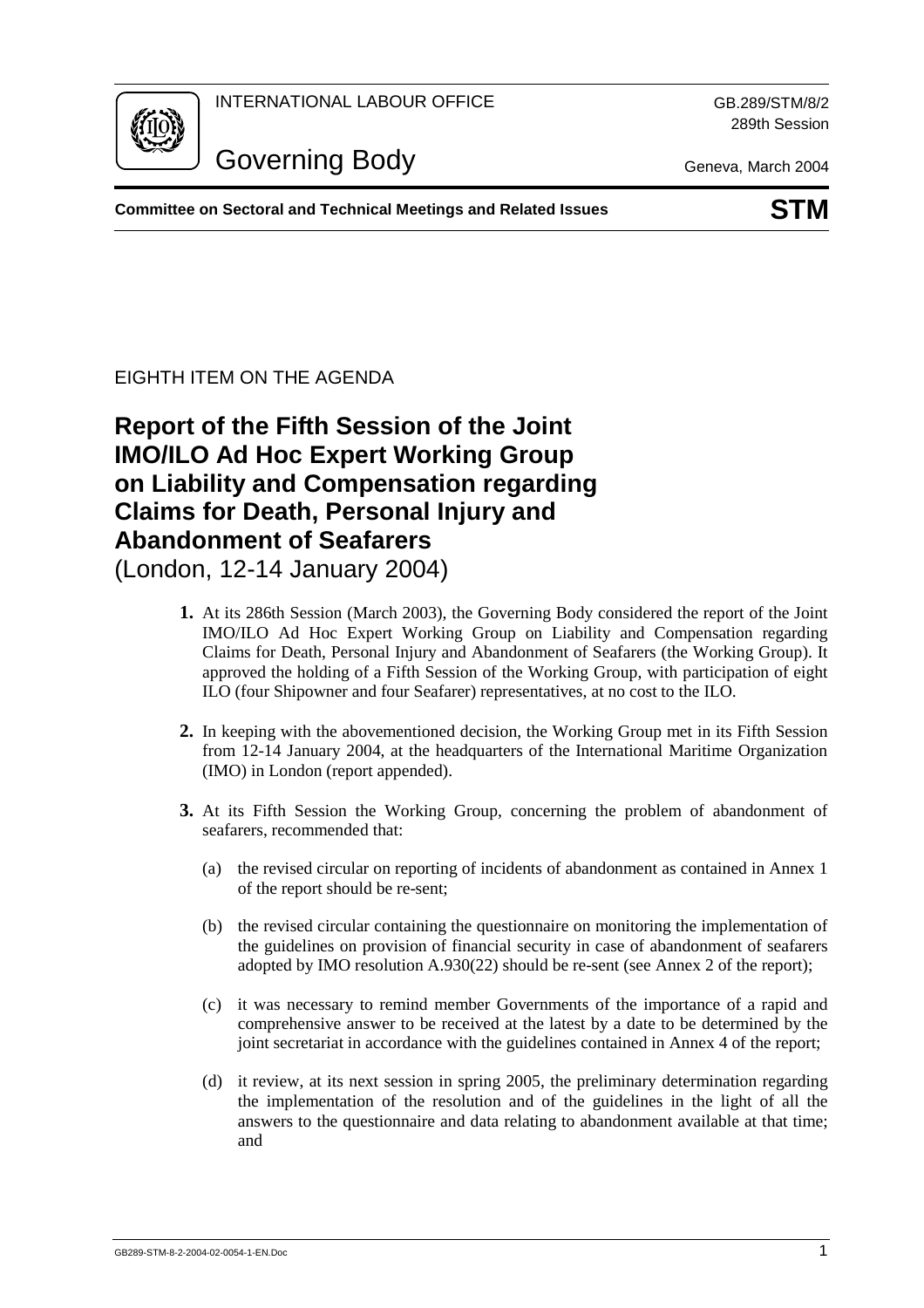INTERNATIONAL LABOUR OFFICE

GB.289/STM/8/2
289th Session

# Governing Body

Geneva, March 2004

**Committee on Sectoral and Technical Meetings and Related Issues** **STM**

EIGHTH ITEM ON THE AGENDA

## Report of the Fifth Session of the Joint IMO/ILO Ad Hoc Expert Working Group on Liability and Compensation regarding Claims for Death, Personal Injury and Abandonment of Seafarers

(London, 12-14 January 2004)

**1.** At its 286th Session (March 2003), the Governing Body considered the report of the Joint IMO/ILO Ad Hoc Expert Working Group on Liability and Compensation regarding Claims for Death, Personal Injury and Abandonment of Seafarers (the Working Group). It approved the holding of a Fifth Session of the Working Group, with participation of eight ILO (four Shipowner and four Seafarer) representatives, at no cost to the ILO.

**2.** In keeping with the abovementioned decision, the Working Group met in its Fifth Session from 12-14 January 2004, at the headquarters of the International Maritime Organization (IMO) in London (report appended).

**3.** At its Fifth Session the Working Group, concerning the problem of abandonment of seafarers, recommended that:

(a) the revised circular on reporting of incidents of abandonment as contained in Annex 1 of the report should be re-sent;

(b) the revised circular containing the questionnaire on monitoring the implementation of the guidelines on provision of financial security in case of abandonment of seafarers adopted by IMO resolution A.930(22) should be re-sent (see Annex 2 of the report);

(c) it was necessary to remind member Governments of the importance of a rapid and comprehensive answer to be received at the latest by a date to be determined by the joint secretariat in accordance with the guidelines contained in Annex 4 of the report;

(d) it review, at its next session in spring 2005, the preliminary determination regarding the implementation of the resolution and of the guidelines in the light of all the answers to the questionnaire and data relating to abandonment available at that time; and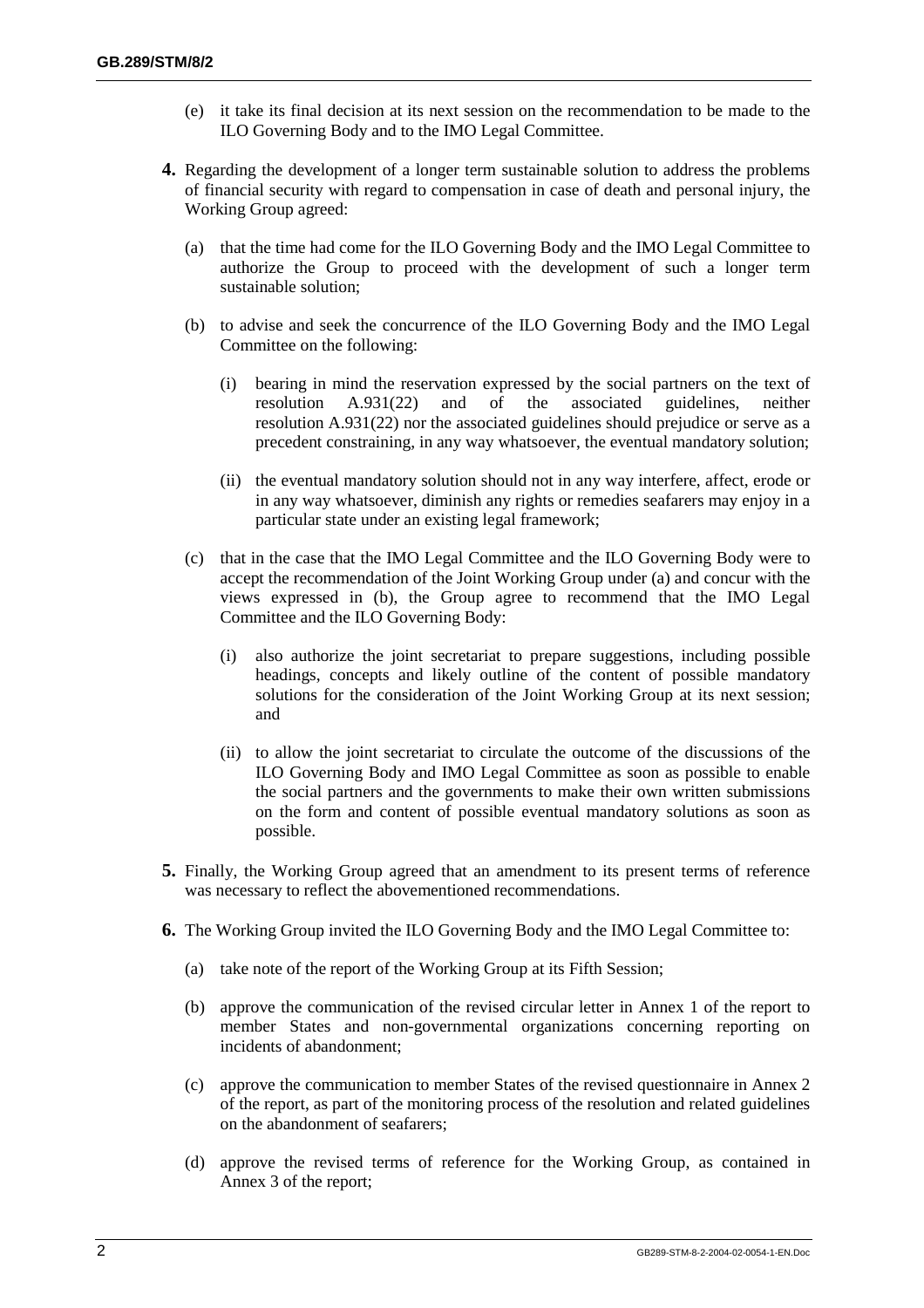(e) it take its final decision at its next session on the recommendation to be made to the ILO Governing Body and to the IMO Legal Committee.

**4.** Regarding the development of a longer term sustainable solution to address the problems of financial security with regard to compensation in case of death and personal injury, the Working Group agreed:

(a) that the time had come for the ILO Governing Body and the IMO Legal Committee to authorize the Group to proceed with the development of such a longer term sustainable solution;

(b) to advise and seek the concurrence of the ILO Governing Body and the IMO Legal Committee on the following:

(i) bearing in mind the reservation expressed by the social partners on the text of resolution A.931(22) and of the associated guidelines, neither resolution A.931(22) nor the associated guidelines should prejudice or serve as a precedent constraining, in any way whatsoever, the eventual mandatory solution;

(ii) the eventual mandatory solution should not in any way interfere, affect, erode or in any way whatsoever, diminish any rights or remedies seafarers may enjoy in a particular state under an existing legal framework;

(c) that in the case that the IMO Legal Committee and the ILO Governing Body were to accept the recommendation of the Joint Working Group under (a) and concur with the views expressed in (b), the Group agree to recommend that the IMO Legal Committee and the ILO Governing Body:

(i) also authorize the joint secretariat to prepare suggestions, including possible headings, concepts and likely outline of the content of possible mandatory solutions for the consideration of the Joint Working Group at its next session; and

(ii) to allow the joint secretariat to circulate the outcome of the discussions of the ILO Governing Body and IMO Legal Committee as soon as possible to enable the social partners and the governments to make their own written submissions on the form and content of possible eventual mandatory solutions as soon as possible.

**5.** Finally, the Working Group agreed that an amendment to its present terms of reference was necessary to reflect the abovementioned recommendations.

**6.** The Working Group invited the ILO Governing Body and the IMO Legal Committee to:

(a) take note of the report of the Working Group at its Fifth Session;

(b) approve the communication of the revised circular letter in Annex 1 of the report to member States and non-governmental organizations concerning reporting on incidents of abandonment;

(c) approve the communication to member States of the revised questionnaire in Annex 2 of the report, as part of the monitoring process of the resolution and related guidelines on the abandonment of seafarers;

(d) approve the revised terms of reference for the Working Group, as contained in Annex 3 of the report;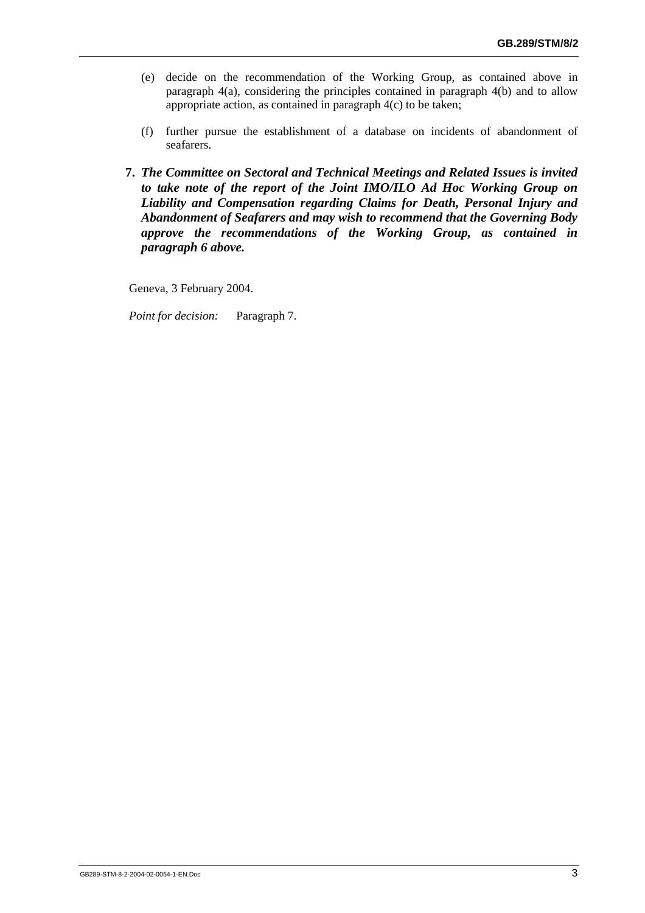(e) decide on the recommendation of the Working Group, as contained above in paragraph 4(a), considering the principles contained in paragraph 4(b) and to allow appropriate action, as contained in paragraph 4(c) to be taken;

(f) further pursue the establishment of a database on incidents of abandonment of seafarers.

**7.** ***The Committee on Sectoral and Technical Meetings and Related Issues is invited to take note of the report of the Joint IMO/ILO Ad Hoc Working Group on Liability and Compensation regarding Claims for Death, Personal Injury and Abandonment of Seafarers and may wish to recommend that the Governing Body approve the recommendations of the Working Group, as contained in paragraph 6 above.***

Geneva, 3 February 2004.

*Point for decision:* Paragraph 7.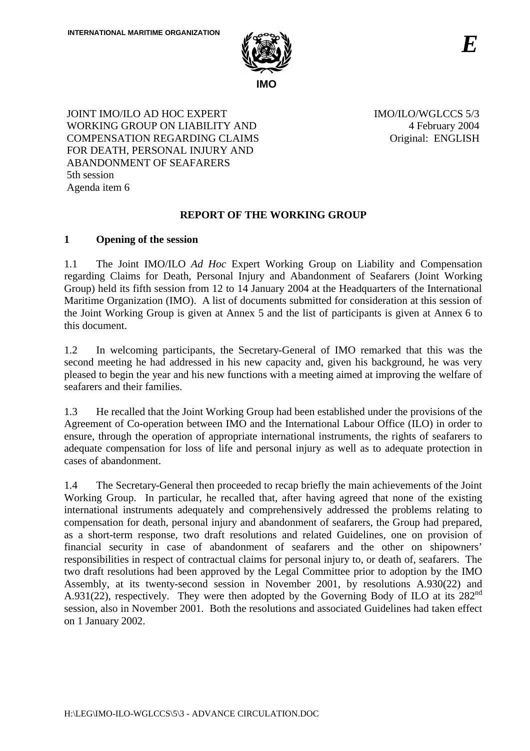INTERNATIONAL MARITIME ORGANIZATION

IMO

*E*

JOINT IMO/ILO AD HOC EXPERT WORKING GROUP ON LIABILITY AND COMPENSATION REGARDING CLAIMS FOR DEATH, PERSONAL INJURY AND ABANDONMENT OF SEAFARERS
5th session
Agenda item 6

IMO/ILO/WGLCCS 5/3
4 February 2004
Original: ENGLISH

## REPORT OF THE WORKING GROUP

### 1 Opening of the session

1.1 The Joint IMO/ILO *Ad Hoc* Expert Working Group on Liability and Compensation regarding Claims for Death, Personal Injury and Abandonment of Seafarers (Joint Working Group) held its fifth session from 12 to 14 January 2004 at the Headquarters of the International Maritime Organization (IMO). A list of documents submitted for consideration at this session of the Joint Working Group is given at Annex 5 and the list of participants is given at Annex 6 to this document.

1.2 In welcoming participants, the Secretary-General of IMO remarked that this was the second meeting he had addressed in his new capacity and, given his background, he was very pleased to begin the year and his new functions with a meeting aimed at improving the welfare of seafarers and their families.

1.3 He recalled that the Joint Working Group had been established under the provisions of the Agreement of Co-operation between IMO and the International Labour Office (ILO) in order to ensure, through the operation of appropriate international instruments, the rights of seafarers to adequate compensation for loss of life and personal injury as well as to adequate protection in cases of abandonment.

1.4 The Secretary-General then proceeded to recap briefly the main achievements of the Joint Working Group. In particular, he recalled that, after having agreed that none of the existing international instruments adequately and comprehensively addressed the problems relating to compensation for death, personal injury and abandonment of seafarers, the Group had prepared, as a short-term response, two draft resolutions and related Guidelines, one on provision of financial security in case of abandonment of seafarers and the other on shipowners' responsibilities in respect of contractual claims for personal injury to, or death of, seafarers. The two draft resolutions had been approved by the Legal Committee prior to adoption by the IMO Assembly, at its twenty-second session in November 2001, by resolutions A.930(22) and A.931(22), respectively. They were then adopted by the Governing Body of ILO at its 282nd session, also in November 2001. Both the resolutions and associated Guidelines had taken effect on 1 January 2002.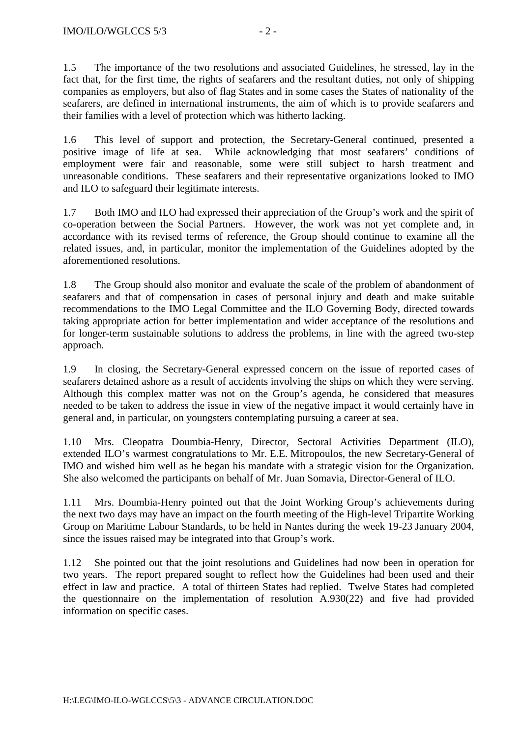1.5 The importance of the two resolutions and associated Guidelines, he stressed, lay in the fact that, for the first time, the rights of seafarers and the resultant duties, not only of shipping companies as employers, but also of flag States and in some cases the States of nationality of the seafarers, are defined in international instruments, the aim of which is to provide seafarers and their families with a level of protection which was hitherto lacking.

1.6 This level of support and protection, the Secretary-General continued, presented a positive image of life at sea. While acknowledging that most seafarers' conditions of employment were fair and reasonable, some were still subject to harsh treatment and unreasonable conditions. These seafarers and their representative organizations looked to IMO and ILO to safeguard their legitimate interests.

1.7 Both IMO and ILO had expressed their appreciation of the Group's work and the spirit of co-operation between the Social Partners. However, the work was not yet complete and, in accordance with its revised terms of reference, the Group should continue to examine all the related issues, and, in particular, monitor the implementation of the Guidelines adopted by the aforementioned resolutions.

1.8 The Group should also monitor and evaluate the scale of the problem of abandonment of seafarers and that of compensation in cases of personal injury and death and make suitable recommendations to the IMO Legal Committee and the ILO Governing Body, directed towards taking appropriate action for better implementation and wider acceptance of the resolutions and for longer-term sustainable solutions to address the problems, in line with the agreed two-step approach.

1.9 In closing, the Secretary-General expressed concern on the issue of reported cases of seafarers detained ashore as a result of accidents involving the ships on which they were serving. Although this complex matter was not on the Group's agenda, he considered that measures needed to be taken to address the issue in view of the negative impact it would certainly have in general and, in particular, on youngsters contemplating pursuing a career at sea.

1.10 Mrs. Cleopatra Doumbia-Henry, Director, Sectoral Activities Department (ILO), extended ILO's warmest congratulations to Mr. E.E. Mitropoulos, the new Secretary-General of IMO and wished him well as he began his mandate with a strategic vision for the Organization. She also welcomed the participants on behalf of Mr. Juan Somavia, Director-General of ILO.

1.11 Mrs. Doumbia-Henry pointed out that the Joint Working Group's achievements during the next two days may have an impact on the fourth meeting of the High-level Tripartite Working Group on Maritime Labour Standards, to be held in Nantes during the week 19-23 January 2004, since the issues raised may be integrated into that Group's work.

1.12 She pointed out that the joint resolutions and Guidelines had now been in operation for two years. The report prepared sought to reflect how the Guidelines had been used and their effect in law and practice. A total of thirteen States had replied. Twelve States had completed the questionnaire on the implementation of resolution A.930(22) and five had provided information on specific cases.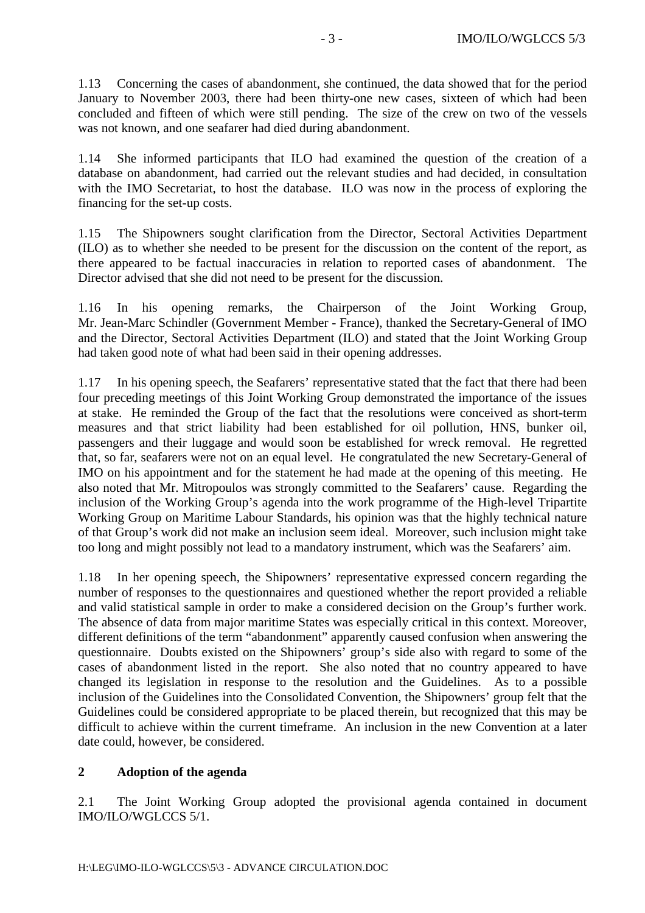1.13 Concerning the cases of abandonment, she continued, the data showed that for the period January to November 2003, there had been thirty-one new cases, sixteen of which had been concluded and fifteen of which were still pending. The size of the crew on two of the vessels was not known, and one seafarer had died during abandonment.

1.14 She informed participants that ILO had examined the question of the creation of a database on abandonment, had carried out the relevant studies and had decided, in consultation with the IMO Secretariat, to host the database. ILO was now in the process of exploring the financing for the set-up costs.

1.15 The Shipowners sought clarification from the Director, Sectoral Activities Department (ILO) as to whether she needed to be present for the discussion on the content of the report, as there appeared to be factual inaccuracies in relation to reported cases of abandonment. The Director advised that she did not need to be present for the discussion.

1.16 In his opening remarks, the Chairperson of the Joint Working Group, Mr. Jean-Marc Schindler (Government Member - France), thanked the Secretary-General of IMO and the Director, Sectoral Activities Department (ILO) and stated that the Joint Working Group had taken good note of what had been said in their opening addresses.

1.17 In his opening speech, the Seafarers' representative stated that the fact that there had been four preceding meetings of this Joint Working Group demonstrated the importance of the issues at stake. He reminded the Group of the fact that the resolutions were conceived as short-term measures and that strict liability had been established for oil pollution, HNS, bunker oil, passengers and their luggage and would soon be established for wreck removal. He regretted that, so far, seafarers were not on an equal level. He congratulated the new Secretary-General of IMO on his appointment and for the statement he had made at the opening of this meeting. He also noted that Mr. Mitropoulos was strongly committed to the Seafarers' cause. Regarding the inclusion of the Working Group's agenda into the work programme of the High-level Tripartite Working Group on Maritime Labour Standards, his opinion was that the highly technical nature of that Group's work did not make an inclusion seem ideal. Moreover, such inclusion might take too long and might possibly not lead to a mandatory instrument, which was the Seafarers' aim.

1.18 In her opening speech, the Shipowners' representative expressed concern regarding the number of responses to the questionnaires and questioned whether the report provided a reliable and valid statistical sample in order to make a considered decision on the Group's further work. The absence of data from major maritime States was especially critical in this context. Moreover, different definitions of the term "abandonment" apparently caused confusion when answering the questionnaire. Doubts existed on the Shipowners' group's side also with regard to some of the cases of abandonment listed in the report. She also noted that no country appeared to have changed its legislation in response to the resolution and the Guidelines. As to a possible inclusion of the Guidelines into the Consolidated Convention, the Shipowners' group felt that the Guidelines could be considered appropriate to be placed therein, but recognized that this may be difficult to achieve within the current timeframe. An inclusion in the new Convention at a later date could, however, be considered.

## 2 Adoption of the agenda

2.1 The Joint Working Group adopted the provisional agenda contained in document IMO/ILO/WGLCCS 5/1.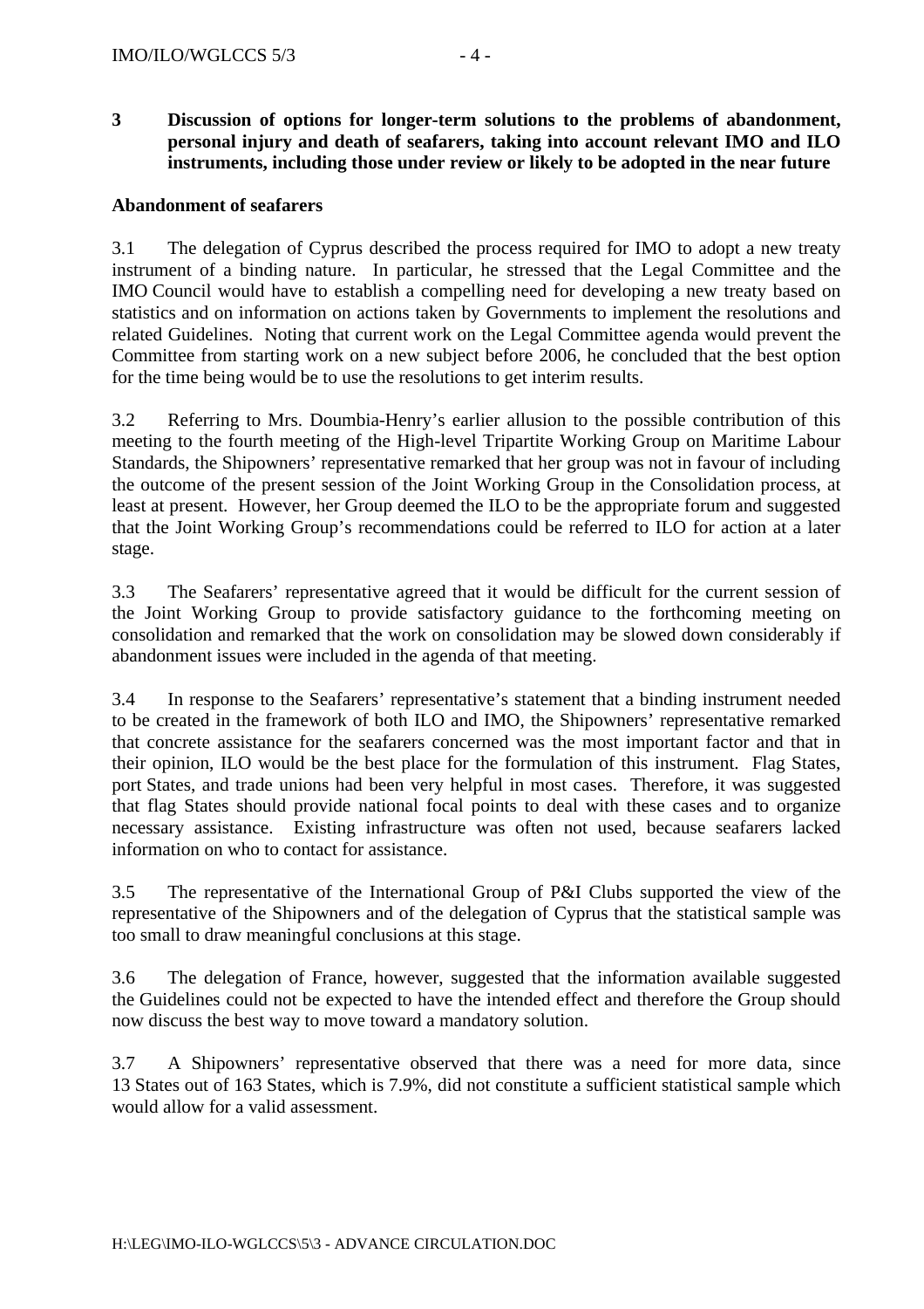**3 Discussion of options for longer-term solutions to the problems of abandonment, personal injury and death of seafarers, taking into account relevant IMO and ILO instruments, including those under review or likely to be adopted in the near future**

**Abandonment of seafarers**

3.1 The delegation of Cyprus described the process required for IMO to adopt a new treaty instrument of a binding nature. In particular, he stressed that the Legal Committee and the IMO Council would have to establish a compelling need for developing a new treaty based on statistics and on information on actions taken by Governments to implement the resolutions and related Guidelines. Noting that current work on the Legal Committee agenda would prevent the Committee from starting work on a new subject before 2006, he concluded that the best option for the time being would be to use the resolutions to get interim results.

3.2 Referring to Mrs. Doumbia-Henry's earlier allusion to the possible contribution of this meeting to the fourth meeting of the High-level Tripartite Working Group on Maritime Labour Standards, the Shipowners' representative remarked that her group was not in favour of including the outcome of the present session of the Joint Working Group in the Consolidation process, at least at present. However, her Group deemed the ILO to be the appropriate forum and suggested that the Joint Working Group's recommendations could be referred to ILO for action at a later stage.

3.3 The Seafarers' representative agreed that it would be difficult for the current session of the Joint Working Group to provide satisfactory guidance to the forthcoming meeting on consolidation and remarked that the work on consolidation may be slowed down considerably if abandonment issues were included in the agenda of that meeting.

3.4 In response to the Seafarers' representative's statement that a binding instrument needed to be created in the framework of both ILO and IMO, the Shipowners' representative remarked that concrete assistance for the seafarers concerned was the most important factor and that in their opinion, ILO would be the best place for the formulation of this instrument. Flag States, port States, and trade unions had been very helpful in most cases. Therefore, it was suggested that flag States should provide national focal points to deal with these cases and to organize necessary assistance. Existing infrastructure was often not used, because seafarers lacked information on who to contact for assistance.

3.5 The representative of the International Group of P&I Clubs supported the view of the representative of the Shipowners and of the delegation of Cyprus that the statistical sample was too small to draw meaningful conclusions at this stage.

3.6 The delegation of France, however, suggested that the information available suggested the Guidelines could not be expected to have the intended effect and therefore the Group should now discuss the best way to move toward a mandatory solution.

3.7 A Shipowners' representative observed that there was a need for more data, since 13 States out of 163 States, which is 7.9%, did not constitute a sufficient statistical sample which would allow for a valid assessment.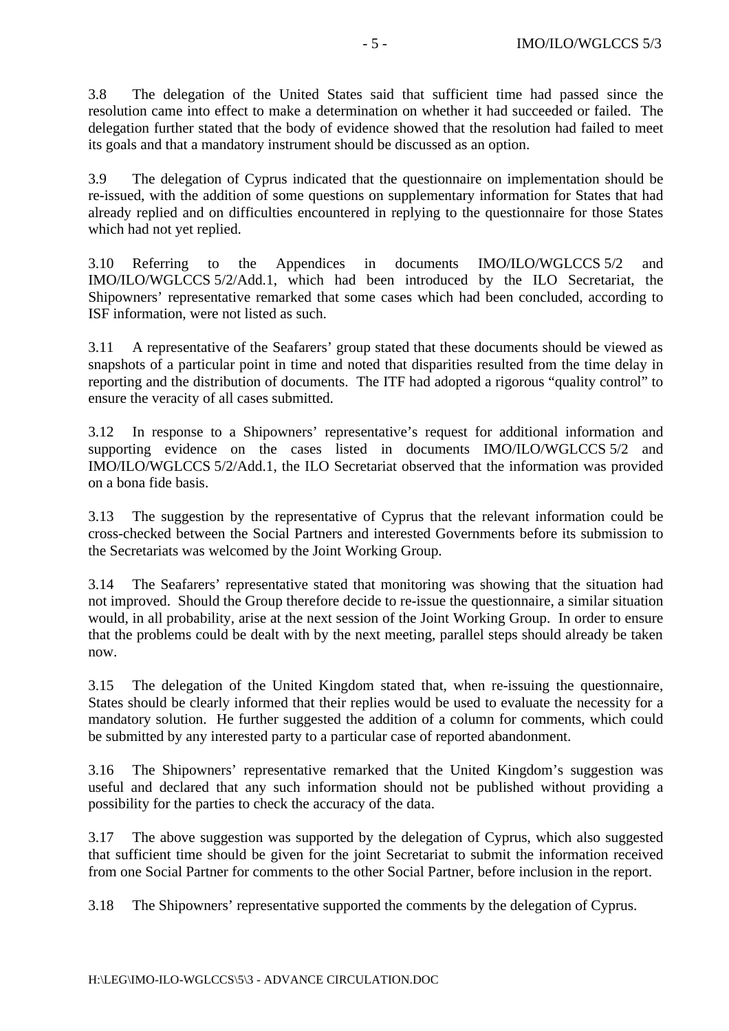3.8 The delegation of the United States said that sufficient time had passed since the resolution came into effect to make a determination on whether it had succeeded or failed. The delegation further stated that the body of evidence showed that the resolution had failed to meet its goals and that a mandatory instrument should be discussed as an option.

3.9 The delegation of Cyprus indicated that the questionnaire on implementation should be re-issued, with the addition of some questions on supplementary information for States that had already replied and on difficulties encountered in replying to the questionnaire for those States which had not yet replied.

3.10 Referring to the Appendices in documents IMO/ILO/WGLCCS 5/2 and IMO/ILO/WGLCCS 5/2/Add.1, which had been introduced by the ILO Secretariat, the Shipowners' representative remarked that some cases which had been concluded, according to ISF information, were not listed as such.

3.11 A representative of the Seafarers' group stated that these documents should be viewed as snapshots of a particular point in time and noted that disparities resulted from the time delay in reporting and the distribution of documents. The ITF had adopted a rigorous "quality control" to ensure the veracity of all cases submitted.

3.12 In response to a Shipowners' representative's request for additional information and supporting evidence on the cases listed in documents IMO/ILO/WGLCCS 5/2 and IMO/ILO/WGLCCS 5/2/Add.1, the ILO Secretariat observed that the information was provided on a bona fide basis.

3.13 The suggestion by the representative of Cyprus that the relevant information could be cross-checked between the Social Partners and interested Governments before its submission to the Secretariats was welcomed by the Joint Working Group.

3.14 The Seafarers' representative stated that monitoring was showing that the situation had not improved. Should the Group therefore decide to re-issue the questionnaire, a similar situation would, in all probability, arise at the next session of the Joint Working Group. In order to ensure that the problems could be dealt with by the next meeting, parallel steps should already be taken now.

3.15 The delegation of the United Kingdom stated that, when re-issuing the questionnaire, States should be clearly informed that their replies would be used to evaluate the necessity for a mandatory solution. He further suggested the addition of a column for comments, which could be submitted by any interested party to a particular case of reported abandonment.

3.16 The Shipowners' representative remarked that the United Kingdom's suggestion was useful and declared that any such information should not be published without providing a possibility for the parties to check the accuracy of the data.

3.17 The above suggestion was supported by the delegation of Cyprus, which also suggested that sufficient time should be given for the joint Secretariat to submit the information received from one Social Partner for comments to the other Social Partner, before inclusion in the report.

3.18 The Shipowners' representative supported the comments by the delegation of Cyprus.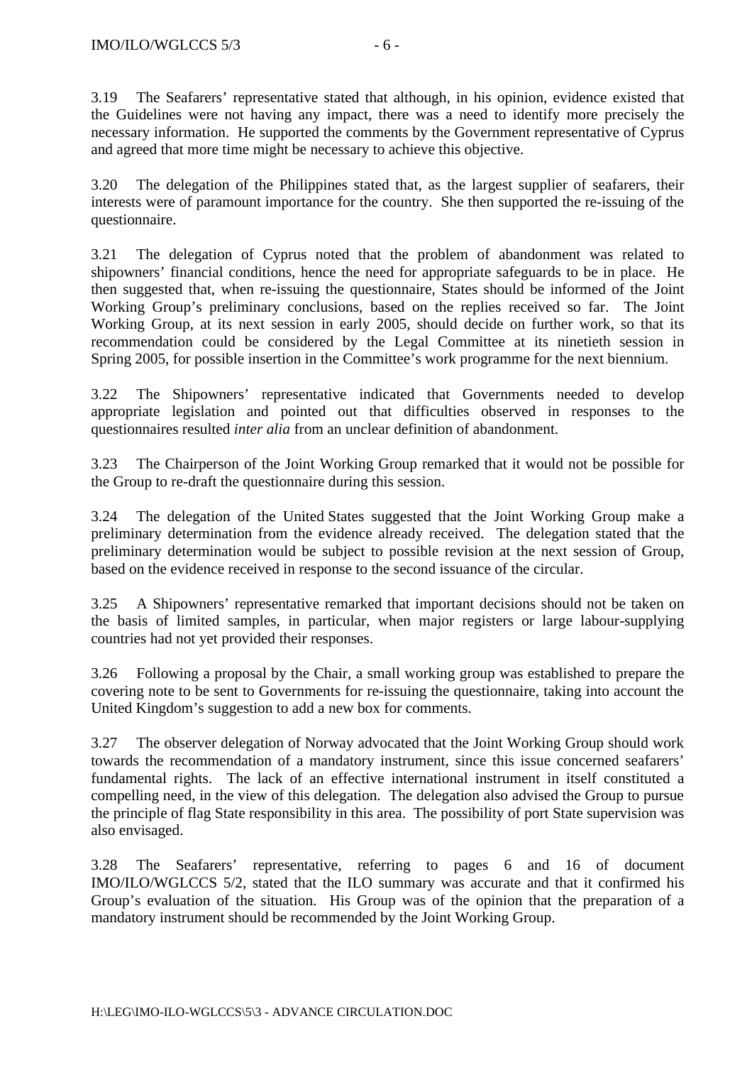3.19 The Seafarers' representative stated that although, in his opinion, evidence existed that the Guidelines were not having any impact, there was a need to identify more precisely the necessary information. He supported the comments by the Government representative of Cyprus and agreed that more time might be necessary to achieve this objective.

3.20 The delegation of the Philippines stated that, as the largest supplier of seafarers, their interests were of paramount importance for the country. She then supported the re-issuing of the questionnaire.

3.21 The delegation of Cyprus noted that the problem of abandonment was related to shipowners' financial conditions, hence the need for appropriate safeguards to be in place. He then suggested that, when re-issuing the questionnaire, States should be informed of the Joint Working Group's preliminary conclusions, based on the replies received so far. The Joint Working Group, at its next session in early 2005, should decide on further work, so that its recommendation could be considered by the Legal Committee at its ninetieth session in Spring 2005, for possible insertion in the Committee's work programme for the next biennium.

3.22 The Shipowners' representative indicated that Governments needed to develop appropriate legislation and pointed out that difficulties observed in responses to the questionnaires resulted *inter alia* from an unclear definition of abandonment.

3.23 The Chairperson of the Joint Working Group remarked that it would not be possible for the Group to re-draft the questionnaire during this session.

3.24 The delegation of the United States suggested that the Joint Working Group make a preliminary determination from the evidence already received. The delegation stated that the preliminary determination would be subject to possible revision at the next session of Group, based on the evidence received in response to the second issuance of the circular.

3.25 A Shipowners' representative remarked that important decisions should not be taken on the basis of limited samples, in particular, when major registers or large labour-supplying countries had not yet provided their responses.

3.26 Following a proposal by the Chair, a small working group was established to prepare the covering note to be sent to Governments for re-issuing the questionnaire, taking into account the United Kingdom's suggestion to add a new box for comments.

3.27 The observer delegation of Norway advocated that the Joint Working Group should work towards the recommendation of a mandatory instrument, since this issue concerned seafarers' fundamental rights. The lack of an effective international instrument in itself constituted a compelling need, in the view of this delegation. The delegation also advised the Group to pursue the principle of flag State responsibility in this area. The possibility of port State supervision was also envisaged.

3.28 The Seafarers' representative, referring to pages 6 and 16 of document IMO/ILO/WGLCCS 5/2, stated that the ILO summary was accurate and that it confirmed his Group's evaluation of the situation. His Group was of the opinion that the preparation of a mandatory instrument should be recommended by the Joint Working Group.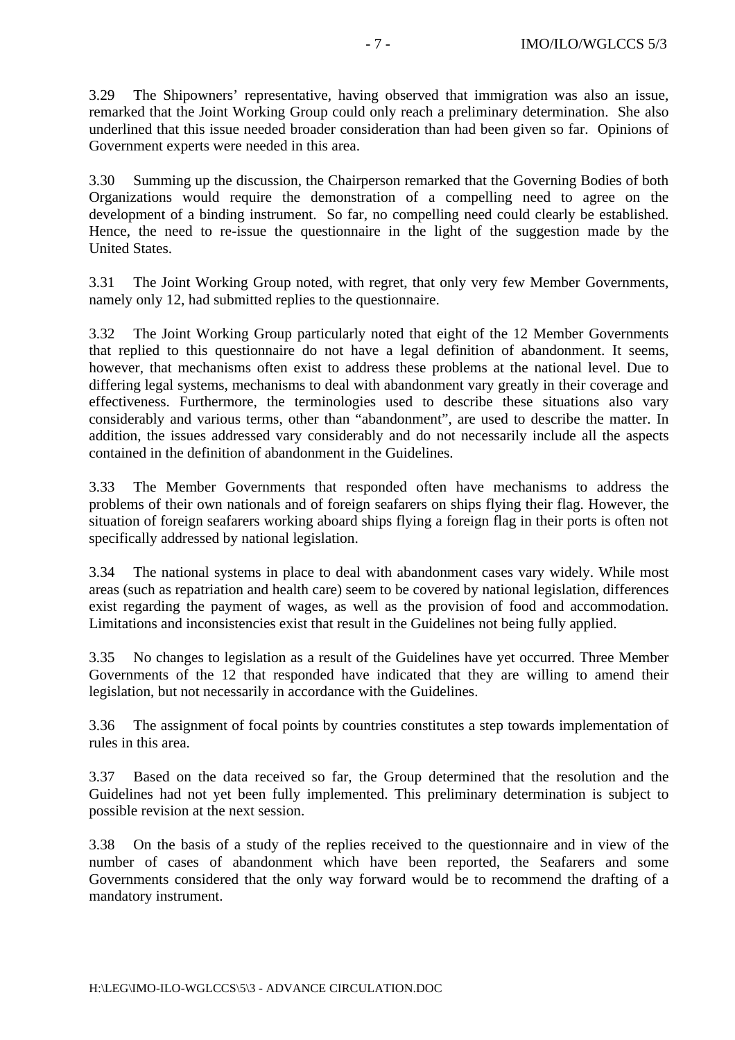3.29 The Shipowners' representative, having observed that immigration was also an issue, remarked that the Joint Working Group could only reach a preliminary determination. She also underlined that this issue needed broader consideration than had been given so far. Opinions of Government experts were needed in this area.

3.30 Summing up the discussion, the Chairperson remarked that the Governing Bodies of both Organizations would require the demonstration of a compelling need to agree on the development of a binding instrument. So far, no compelling need could clearly be established. Hence, the need to re-issue the questionnaire in the light of the suggestion made by the United States.

3.31 The Joint Working Group noted, with regret, that only very few Member Governments, namely only 12, had submitted replies to the questionnaire.

3.32 The Joint Working Group particularly noted that eight of the 12 Member Governments that replied to this questionnaire do not have a legal definition of abandonment. It seems, however, that mechanisms often exist to address these problems at the national level. Due to differing legal systems, mechanisms to deal with abandonment vary greatly in their coverage and effectiveness. Furthermore, the terminologies used to describe these situations also vary considerably and various terms, other than "abandonment", are used to describe the matter. In addition, the issues addressed vary considerably and do not necessarily include all the aspects contained in the definition of abandonment in the Guidelines.

3.33 The Member Governments that responded often have mechanisms to address the problems of their own nationals and of foreign seafarers on ships flying their flag. However, the situation of foreign seafarers working aboard ships flying a foreign flag in their ports is often not specifically addressed by national legislation.

3.34 The national systems in place to deal with abandonment cases vary widely. While most areas (such as repatriation and health care) seem to be covered by national legislation, differences exist regarding the payment of wages, as well as the provision of food and accommodation. Limitations and inconsistencies exist that result in the Guidelines not being fully applied.

3.35 No changes to legislation as a result of the Guidelines have yet occurred. Three Member Governments of the 12 that responded have indicated that they are willing to amend their legislation, but not necessarily in accordance with the Guidelines.

3.36 The assignment of focal points by countries constitutes a step towards implementation of rules in this area.

3.37 Based on the data received so far, the Group determined that the resolution and the Guidelines had not yet been fully implemented. This preliminary determination is subject to possible revision at the next session.

3.38 On the basis of a study of the replies received to the questionnaire and in view of the number of cases of abandonment which have been reported, the Seafarers and some Governments considered that the only way forward would be to recommend the drafting of a mandatory instrument.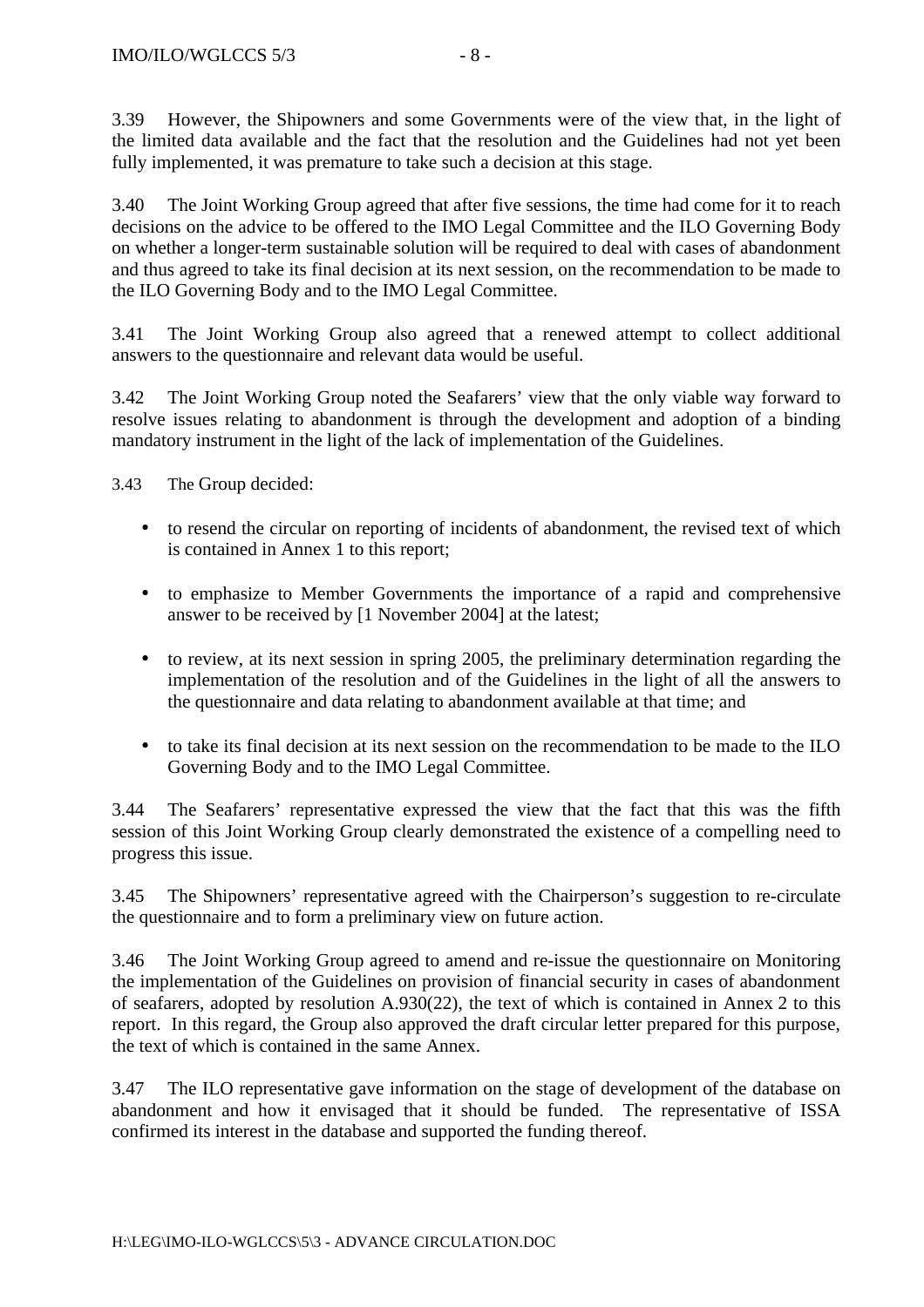3.39 However, the Shipowners and some Governments were of the view that, in the light of the limited data available and the fact that the resolution and the Guidelines had not yet been fully implemented, it was premature to take such a decision at this stage.

3.40 The Joint Working Group agreed that after five sessions, the time had come for it to reach decisions on the advice to be offered to the IMO Legal Committee and the ILO Governing Body on whether a longer-term sustainable solution will be required to deal with cases of abandonment and thus agreed to take its final decision at its next session, on the recommendation to be made to the ILO Governing Body and to the IMO Legal Committee.

3.41 The Joint Working Group also agreed that a renewed attempt to collect additional answers to the questionnaire and relevant data would be useful.

3.42 The Joint Working Group noted the Seafarers' view that the only viable way forward to resolve issues relating to abandonment is through the development and adoption of a binding mandatory instrument in the light of the lack of implementation of the Guidelines.

3.43 The Group decided:

- to resend the circular on reporting of incidents of abandonment, the revised text of which is contained in Annex 1 to this report;
- to emphasize to Member Governments the importance of a rapid and comprehensive answer to be received by [1 November 2004] at the latest;
- to review, at its next session in spring 2005, the preliminary determination regarding the implementation of the resolution and of the Guidelines in the light of all the answers to the questionnaire and data relating to abandonment available at that time; and
- to take its final decision at its next session on the recommendation to be made to the ILO Governing Body and to the IMO Legal Committee.

3.44 The Seafarers' representative expressed the view that the fact that this was the fifth session of this Joint Working Group clearly demonstrated the existence of a compelling need to progress this issue.

3.45 The Shipowners' representative agreed with the Chairperson's suggestion to re-circulate the questionnaire and to form a preliminary view on future action.

3.46 The Joint Working Group agreed to amend and re-issue the questionnaire on Monitoring the implementation of the Guidelines on provision of financial security in cases of abandonment of seafarers, adopted by resolution A.930(22), the text of which is contained in Annex 2 to this report. In this regard, the Group also approved the draft circular letter prepared for this purpose, the text of which is contained in the same Annex.

3.47 The ILO representative gave information on the stage of development of the database on abandonment and how it envisaged that it should be funded. The representative of ISSA confirmed its interest in the database and supported the funding thereof.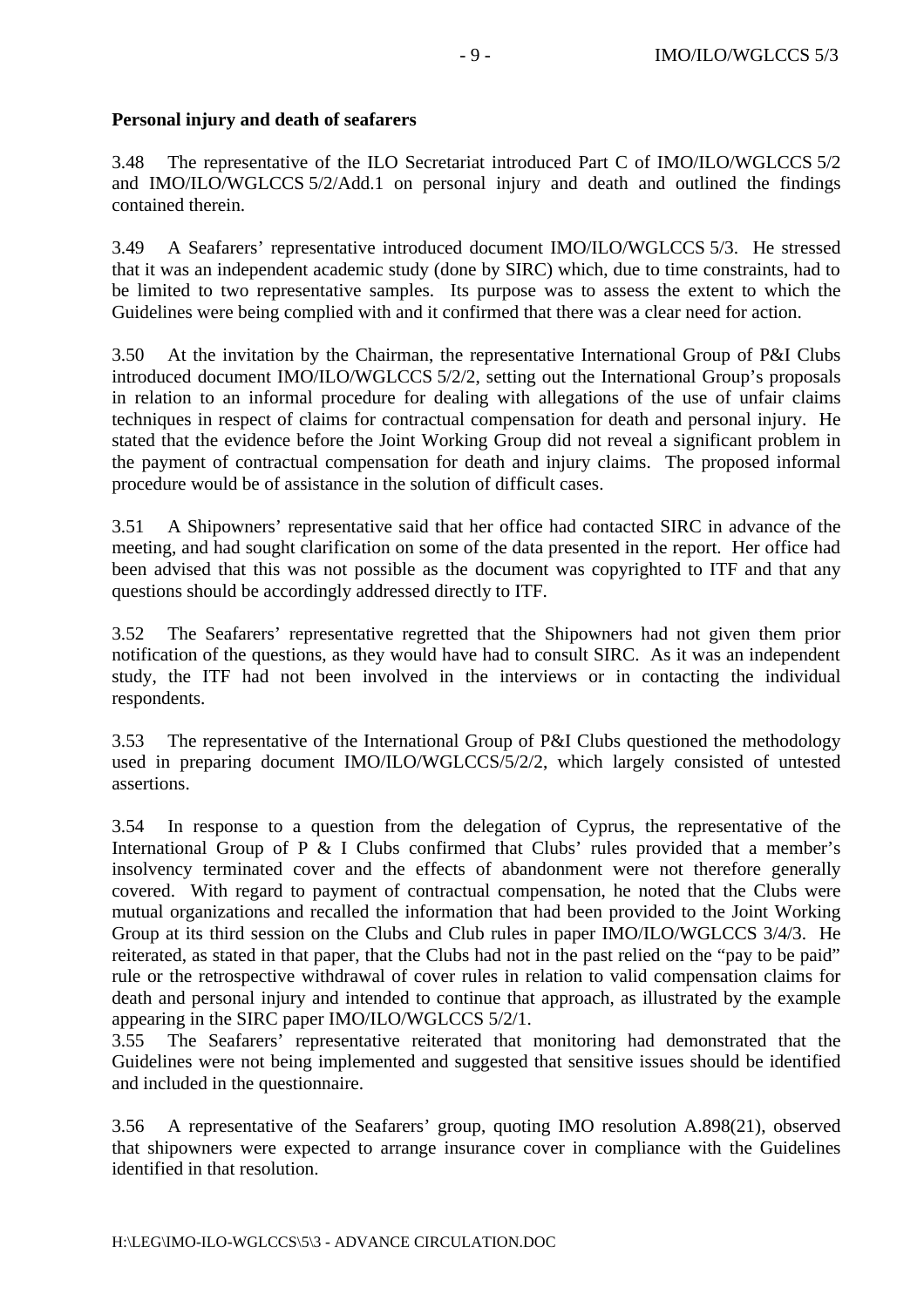**Personal injury and death of seafarers**

3.48 The representative of the ILO Secretariat introduced Part C of IMO/ILO/WGLCCS 5/2 and IMO/ILO/WGLCCS 5/2/Add.1 on personal injury and death and outlined the findings contained therein.

3.49 A Seafarers' representative introduced document IMO/ILO/WGLCCS 5/3. He stressed that it was an independent academic study (done by SIRC) which, due to time constraints, had to be limited to two representative samples. Its purpose was to assess the extent to which the Guidelines were being complied with and it confirmed that there was a clear need for action.

3.50 At the invitation by the Chairman, the representative International Group of P&I Clubs introduced document IMO/ILO/WGLCCS 5/2/2, setting out the International Group's proposals in relation to an informal procedure for dealing with allegations of the use of unfair claims techniques in respect of claims for contractual compensation for death and personal injury. He stated that the evidence before the Joint Working Group did not reveal a significant problem in the payment of contractual compensation for death and injury claims. The proposed informal procedure would be of assistance in the solution of difficult cases.

3.51 A Shipowners' representative said that her office had contacted SIRC in advance of the meeting, and had sought clarification on some of the data presented in the report. Her office had been advised that this was not possible as the document was copyrighted to ITF and that any questions should be accordingly addressed directly to ITF.

3.52 The Seafarers' representative regretted that the Shipowners had not given them prior notification of the questions, as they would have had to consult SIRC. As it was an independent study, the ITF had not been involved in the interviews or in contacting the individual respondents.

3.53 The representative of the International Group of P&I Clubs questioned the methodology used in preparing document IMO/ILO/WGLCCS/5/2/2, which largely consisted of untested assertions.

3.54 In response to a question from the delegation of Cyprus, the representative of the International Group of P & I Clubs confirmed that Clubs' rules provided that a member's insolvency terminated cover and the effects of abandonment were not therefore generally covered. With regard to payment of contractual compensation, he noted that the Clubs were mutual organizations and recalled the information that had been provided to the Joint Working Group at its third session on the Clubs and Club rules in paper IMO/ILO/WGLCCS 3/4/3. He reiterated, as stated in that paper, that the Clubs had not in the past relied on the "pay to be paid" rule or the retrospective withdrawal of cover rules in relation to valid compensation claims for death and personal injury and intended to continue that approach, as illustrated by the example appearing in the SIRC paper IMO/ILO/WGLCCS 5/2/1.

3.55 The Seafarers' representative reiterated that monitoring had demonstrated that the Guidelines were not being implemented and suggested that sensitive issues should be identified and included in the questionnaire.

3.56 A representative of the Seafarers' group, quoting IMO resolution A.898(21), observed that shipowners were expected to arrange insurance cover in compliance with the Guidelines identified in that resolution.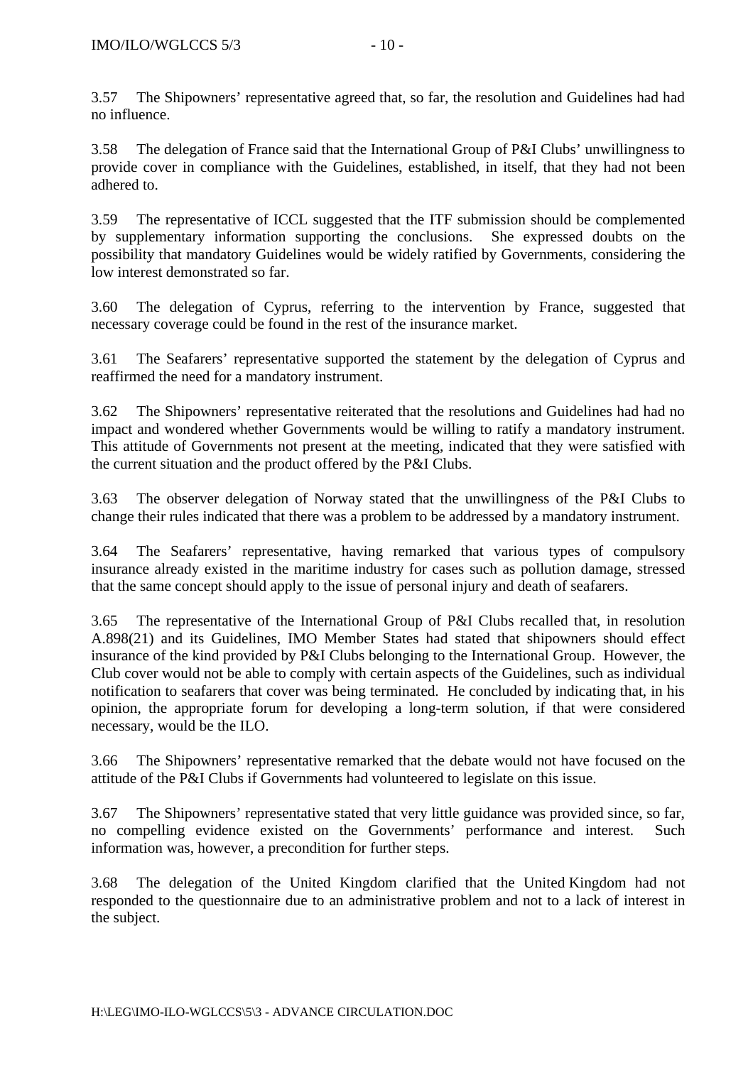3.57 The Shipowners' representative agreed that, so far, the resolution and Guidelines had had no influence.

3.58 The delegation of France said that the International Group of P&I Clubs' unwillingness to provide cover in compliance with the Guidelines, established, in itself, that they had not been adhered to.

3.59 The representative of ICCL suggested that the ITF submission should be complemented by supplementary information supporting the conclusions. She expressed doubts on the possibility that mandatory Guidelines would be widely ratified by Governments, considering the low interest demonstrated so far.

3.60 The delegation of Cyprus, referring to the intervention by France, suggested that necessary coverage could be found in the rest of the insurance market.

3.61 The Seafarers' representative supported the statement by the delegation of Cyprus and reaffirmed the need for a mandatory instrument.

3.62 The Shipowners' representative reiterated that the resolutions and Guidelines had had no impact and wondered whether Governments would be willing to ratify a mandatory instrument. This attitude of Governments not present at the meeting, indicated that they were satisfied with the current situation and the product offered by the P&I Clubs.

3.63 The observer delegation of Norway stated that the unwillingness of the P&I Clubs to change their rules indicated that there was a problem to be addressed by a mandatory instrument.

3.64 The Seafarers' representative, having remarked that various types of compulsory insurance already existed in the maritime industry for cases such as pollution damage, stressed that the same concept should apply to the issue of personal injury and death of seafarers.

3.65 The representative of the International Group of P&I Clubs recalled that, in resolution A.898(21) and its Guidelines, IMO Member States had stated that shipowners should effect insurance of the kind provided by P&I Clubs belonging to the International Group. However, the Club cover would not be able to comply with certain aspects of the Guidelines, such as individual notification to seafarers that cover was being terminated. He concluded by indicating that, in his opinion, the appropriate forum for developing a long-term solution, if that were considered necessary, would be the ILO.

3.66 The Shipowners' representative remarked that the debate would not have focused on the attitude of the P&I Clubs if Governments had volunteered to legislate on this issue.

3.67 The Shipowners' representative stated that very little guidance was provided since, so far, no compelling evidence existed on the Governments' performance and interest. Such information was, however, a precondition for further steps.

3.68 The delegation of the United Kingdom clarified that the United Kingdom had not responded to the questionnaire due to an administrative problem and not to a lack of interest in the subject.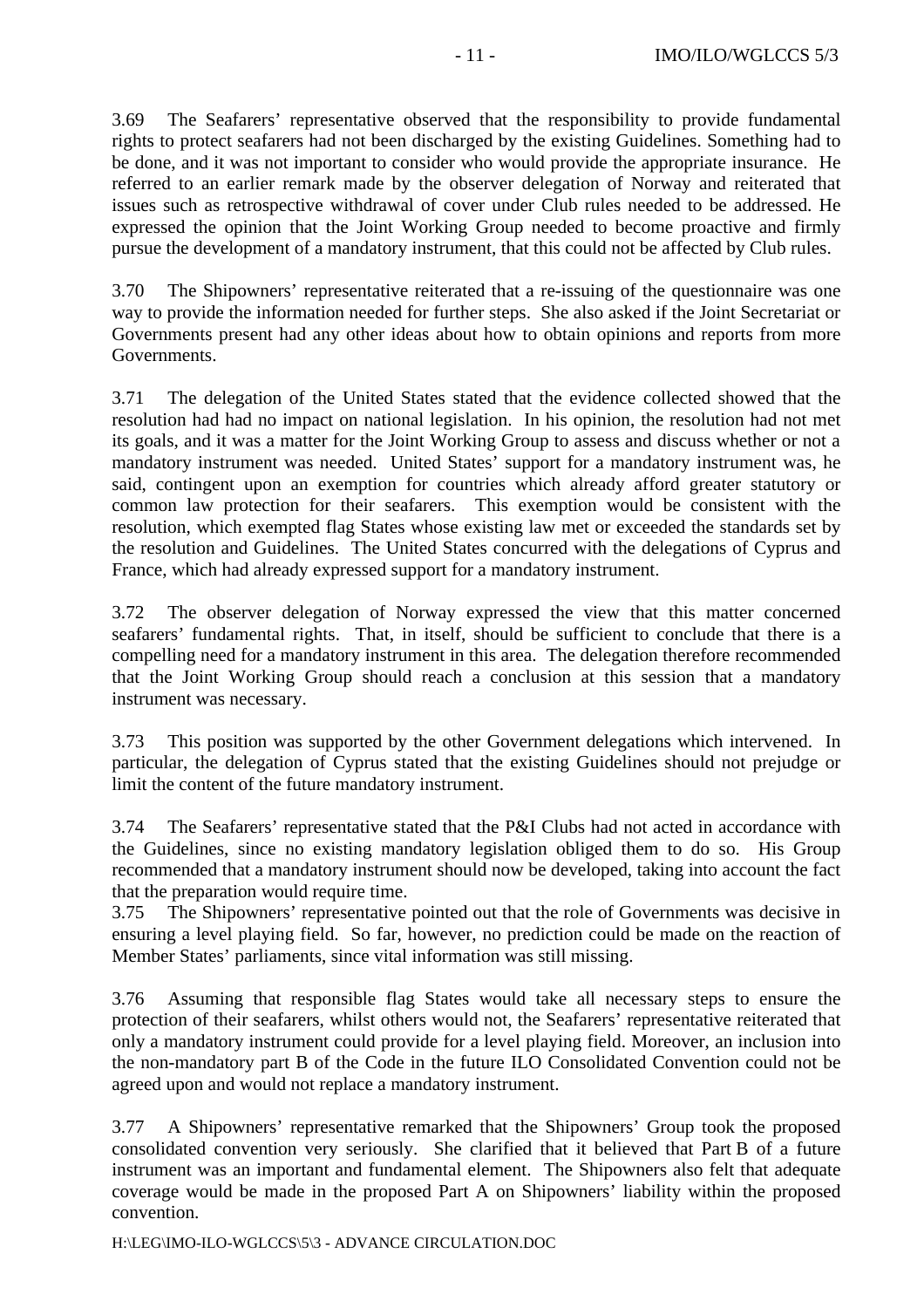3.69 The Seafarers' representative observed that the responsibility to provide fundamental rights to protect seafarers had not been discharged by the existing Guidelines. Something had to be done, and it was not important to consider who would provide the appropriate insurance. He referred to an earlier remark made by the observer delegation of Norway and reiterated that issues such as retrospective withdrawal of cover under Club rules needed to be addressed. He expressed the opinion that the Joint Working Group needed to become proactive and firmly pursue the development of a mandatory instrument, that this could not be affected by Club rules.

3.70 The Shipowners' representative reiterated that a re-issuing of the questionnaire was one way to provide the information needed for further steps. She also asked if the Joint Secretariat or Governments present had any other ideas about how to obtain opinions and reports from more Governments.

3.71 The delegation of the United States stated that the evidence collected showed that the resolution had had no impact on national legislation. In his opinion, the resolution had not met its goals, and it was a matter for the Joint Working Group to assess and discuss whether or not a mandatory instrument was needed. United States' support for a mandatory instrument was, he said, contingent upon an exemption for countries which already afford greater statutory or common law protection for their seafarers. This exemption would be consistent with the resolution, which exempted flag States whose existing law met or exceeded the standards set by the resolution and Guidelines. The United States concurred with the delegations of Cyprus and France, which had already expressed support for a mandatory instrument.

3.72 The observer delegation of Norway expressed the view that this matter concerned seafarers' fundamental rights. That, in itself, should be sufficient to conclude that there is a compelling need for a mandatory instrument in this area. The delegation therefore recommended that the Joint Working Group should reach a conclusion at this session that a mandatory instrument was necessary.

3.73 This position was supported by the other Government delegations which intervened. In particular, the delegation of Cyprus stated that the existing Guidelines should not prejudge or limit the content of the future mandatory instrument.

3.74 The Seafarers' representative stated that the P&I Clubs had not acted in accordance with the Guidelines, since no existing mandatory legislation obliged them to do so. His Group recommended that a mandatory instrument should now be developed, taking into account the fact that the preparation would require time.

3.75 The Shipowners' representative pointed out that the role of Governments was decisive in ensuring a level playing field. So far, however, no prediction could be made on the reaction of Member States' parliaments, since vital information was still missing.

3.76 Assuming that responsible flag States would take all necessary steps to ensure the protection of their seafarers, whilst others would not, the Seafarers' representative reiterated that only a mandatory instrument could provide for a level playing field. Moreover, an inclusion into the non-mandatory part B of the Code in the future ILO Consolidated Convention could not be agreed upon and would not replace a mandatory instrument.

3.77 A Shipowners' representative remarked that the Shipowners' Group took the proposed consolidated convention very seriously. She clarified that it believed that Part B of a future instrument was an important and fundamental element. The Shipowners also felt that adequate coverage would be made in the proposed Part A on Shipowners' liability within the proposed convention.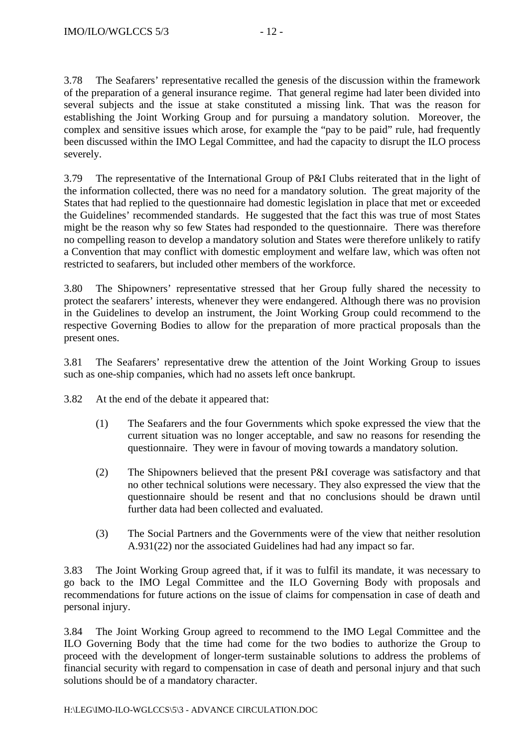3.78 The Seafarers' representative recalled the genesis of the discussion within the framework of the preparation of a general insurance regime. That general regime had later been divided into several subjects and the issue at stake constituted a missing link. That was the reason for establishing the Joint Working Group and for pursuing a mandatory solution. Moreover, the complex and sensitive issues which arose, for example the "pay to be paid" rule, had frequently been discussed within the IMO Legal Committee, and had the capacity to disrupt the ILO process severely.

3.79 The representative of the International Group of P&I Clubs reiterated that in the light of the information collected, there was no need for a mandatory solution. The great majority of the States that had replied to the questionnaire had domestic legislation in place that met or exceeded the Guidelines' recommended standards. He suggested that the fact this was true of most States might be the reason why so few States had responded to the questionnaire. There was therefore no compelling reason to develop a mandatory solution and States were therefore unlikely to ratify a Convention that may conflict with domestic employment and welfare law, which was often not restricted to seafarers, but included other members of the workforce.

3.80 The Shipowners' representative stressed that her Group fully shared the necessity to protect the seafarers' interests, whenever they were endangered. Although there was no provision in the Guidelines to develop an instrument, the Joint Working Group could recommend to the respective Governing Bodies to allow for the preparation of more practical proposals than the present ones.

3.81 The Seafarers' representative drew the attention of the Joint Working Group to issues such as one-ship companies, which had no assets left once bankrupt.

3.82 At the end of the debate it appeared that:

(1) The Seafarers and the four Governments which spoke expressed the view that the current situation was no longer acceptable, and saw no reasons for resending the questionnaire. They were in favour of moving towards a mandatory solution.

(2) The Shipowners believed that the present P&I coverage was satisfactory and that no other technical solutions were necessary. They also expressed the view that the questionnaire should be resent and that no conclusions should be drawn until further data had been collected and evaluated.

(3) The Social Partners and the Governments were of the view that neither resolution A.931(22) nor the associated Guidelines had had any impact so far.

3.83 The Joint Working Group agreed that, if it was to fulfil its mandate, it was necessary to go back to the IMO Legal Committee and the ILO Governing Body with proposals and recommendations for future actions on the issue of claims for compensation in case of death and personal injury.

3.84 The Joint Working Group agreed to recommend to the IMO Legal Committee and the ILO Governing Body that the time had come for the two bodies to authorize the Group to proceed with the development of longer-term sustainable solutions to address the problems of financial security with regard to compensation in case of death and personal injury and that such solutions should be of a mandatory character.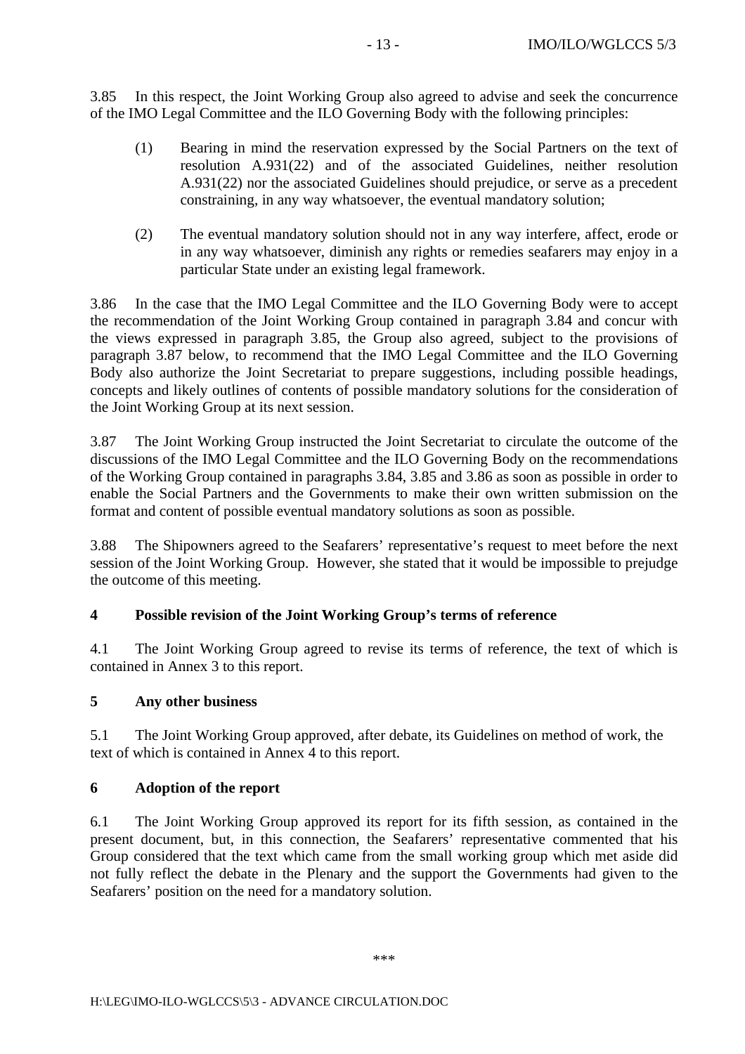3.85 In this respect, the Joint Working Group also agreed to advise and seek the concurrence of the IMO Legal Committee and the ILO Governing Body with the following principles:

(1) Bearing in mind the reservation expressed by the Social Partners on the text of resolution A.931(22) and of the associated Guidelines, neither resolution A.931(22) nor the associated Guidelines should prejudice, or serve as a precedent constraining, in any way whatsoever, the eventual mandatory solution;

(2) The eventual mandatory solution should not in any way interfere, affect, erode or in any way whatsoever, diminish any rights or remedies seafarers may enjoy in a particular State under an existing legal framework.

3.86 In the case that the IMO Legal Committee and the ILO Governing Body were to accept the recommendation of the Joint Working Group contained in paragraph 3.84 and concur with the views expressed in paragraph 3.85, the Group also agreed, subject to the provisions of paragraph 3.87 below, to recommend that the IMO Legal Committee and the ILO Governing Body also authorize the Joint Secretariat to prepare suggestions, including possible headings, concepts and likely outlines of contents of possible mandatory solutions for the consideration of the Joint Working Group at its next session.

3.87 The Joint Working Group instructed the Joint Secretariat to circulate the outcome of the discussions of the IMO Legal Committee and the ILO Governing Body on the recommendations of the Working Group contained in paragraphs 3.84, 3.85 and 3.86 as soon as possible in order to enable the Social Partners and the Governments to make their own written submission on the format and content of possible eventual mandatory solutions as soon as possible.

3.88 The Shipowners agreed to the Seafarers' representative's request to meet before the next session of the Joint Working Group. However, she stated that it would be impossible to prejudge the outcome of this meeting.

## 4 Possible revision of the Joint Working Group's terms of reference

4.1 The Joint Working Group agreed to revise its terms of reference, the text of which is contained in Annex 3 to this report.

## 5 Any other business

5.1 The Joint Working Group approved, after debate, its Guidelines on method of work, the text of which is contained in Annex 4 to this report.

## 6 Adoption of the report

6.1 The Joint Working Group approved its report for its fifth session, as contained in the present document, but, in this connection, the Seafarers' representative commented that his Group considered that the text which came from the small working group which met aside did not fully reflect the debate in the Plenary and the support the Governments had given to the Seafarers' position on the need for a mandatory solution.

***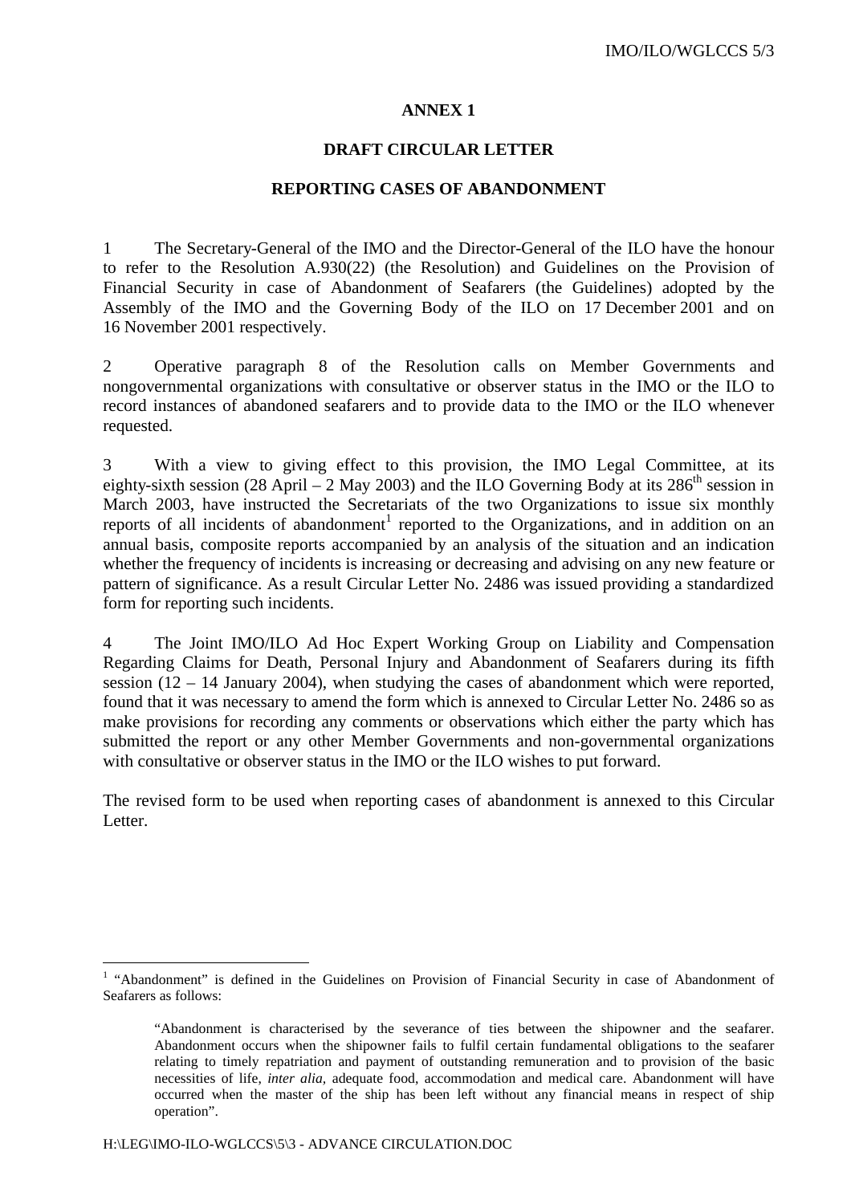# ANNEX 1

## DRAFT CIRCULAR LETTER

## REPORTING CASES OF ABANDONMENT

1 The Secretary-General of the IMO and the Director-General of the ILO have the honour to refer to the Resolution A.930(22) (the Resolution) and Guidelines on the Provision of Financial Security in case of Abandonment of Seafarers (the Guidelines) adopted by the Assembly of the IMO and the Governing Body of the ILO on 17 December 2001 and on 16 November 2001 respectively.

2 Operative paragraph 8 of the Resolution calls on Member Governments and nongovernmental organizations with consultative or observer status in the IMO or the ILO to record instances of abandoned seafarers and to provide data to the IMO or the ILO whenever requested.

3 With a view to giving effect to this provision, the IMO Legal Committee, at its eighty-sixth session (28 April – 2 May 2003) and the ILO Governing Body at its 286th session in March 2003, have instructed the Secretariats of the two Organizations to issue six monthly reports of all incidents of abandonment[1] reported to the Organizations, and in addition on an annual basis, composite reports accompanied by an analysis of the situation and an indication whether the frequency of incidents is increasing or decreasing and advising on any new feature or pattern of significance. As a result Circular Letter No. 2486 was issued providing a standardized form for reporting such incidents.

4 The Joint IMO/ILO Ad Hoc Expert Working Group on Liability and Compensation Regarding Claims for Death, Personal Injury and Abandonment of Seafarers during its fifth session (12 – 14 January 2004), when studying the cases of abandonment which were reported, found that it was necessary to amend the form which is annexed to Circular Letter No. 2486 so as make provisions for recording any comments or observations which either the party which has submitted the report or any other Member Governments and non-governmental organizations with consultative or observer status in the IMO or the ILO wishes to put forward.

The revised form to be used when reporting cases of abandonment is annexed to this Circular Letter.

---

[1] "Abandonment" is defined in the Guidelines on Provision of Financial Security in case of Abandonment of Seafarers as follows:

> "Abandonment is characterised by the severance of ties between the shipowner and the seafarer. Abandonment occurs when the shipowner fails to fulfil certain fundamental obligations to the seafarer relating to timely repatriation and payment of outstanding remuneration and to provision of the basic necessities of life, *inter alia,* adequate food, accommodation and medical care. Abandonment will have occurred when the master of the ship has been left without any financial means in respect of ship operation".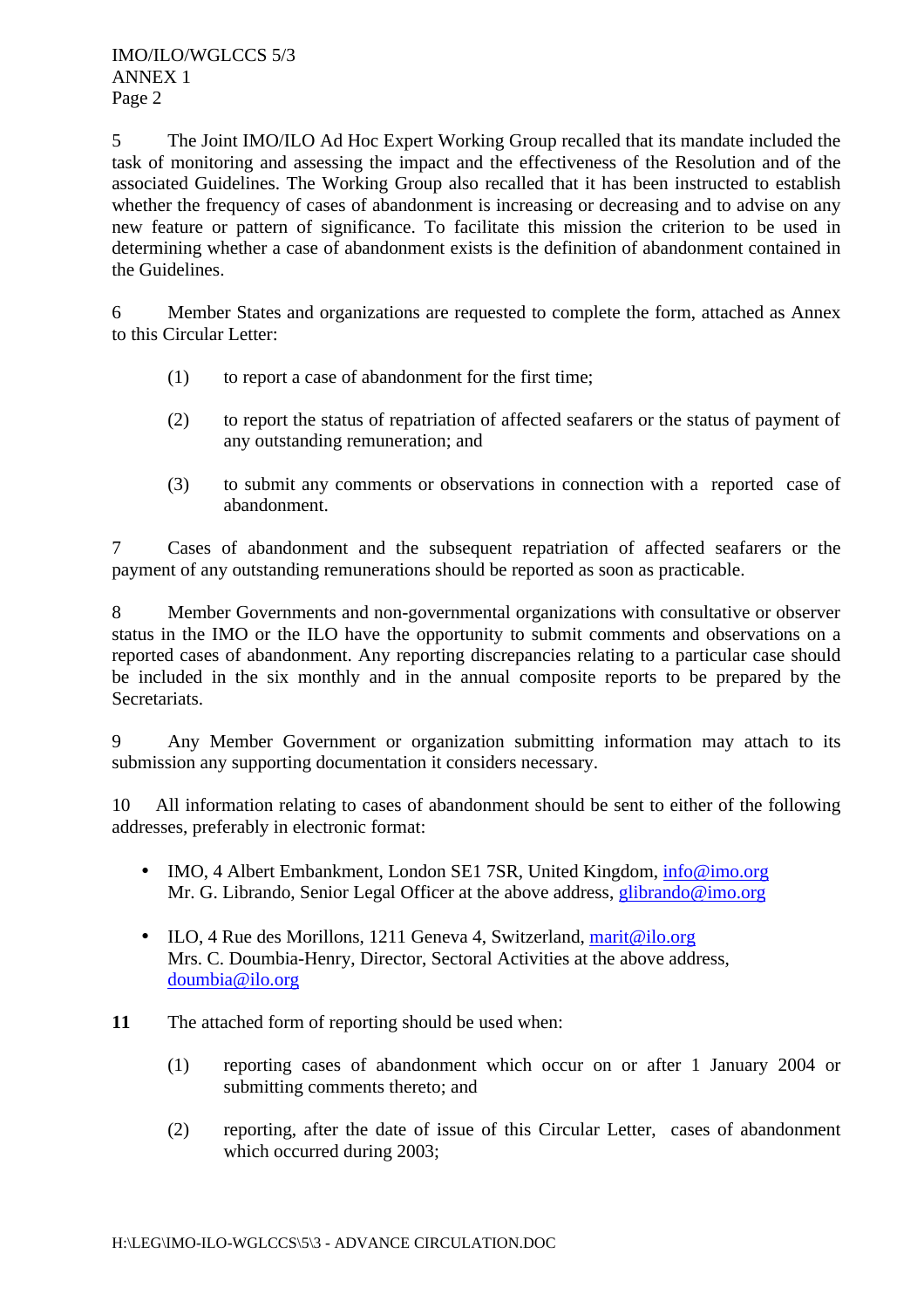5 The Joint IMO/ILO Ad Hoc Expert Working Group recalled that its mandate included the task of monitoring and assessing the impact and the effectiveness of the Resolution and of the associated Guidelines. The Working Group also recalled that it has been instructed to establish whether the frequency of cases of abandonment is increasing or decreasing and to advise on any new feature or pattern of significance. To facilitate this mission the criterion to be used in determining whether a case of abandonment exists is the definition of abandonment contained in the Guidelines.

6 Member States and organizations are requested to complete the form, attached as Annex to this Circular Letter:

(1) to report a case of abandonment for the first time;

(2) to report the status of repatriation of affected seafarers or the status of payment of any outstanding remuneration; and

(3) to submit any comments or observations in connection with a reported case of abandonment.

7 Cases of abandonment and the subsequent repatriation of affected seafarers or the payment of any outstanding remunerations should be reported as soon as practicable.

8 Member Governments and non-governmental organizations with consultative or observer status in the IMO or the ILO have the opportunity to submit comments and observations on a reported cases of abandonment. Any reporting discrepancies relating to a particular case should be included in the six monthly and in the annual composite reports to be prepared by the Secretariats.

9 Any Member Government or organization submitting information may attach to its submission any supporting documentation it considers necessary.

10 All information relating to cases of abandonment should be sent to either of the following addresses, preferably in electronic format:

- IMO, 4 Albert Embankment, London SE1 7SR, United Kingdom, info@imo.org
  Mr. G. Librando, Senior Legal Officer at the above address, glibrando@imo.org

- ILO, 4 Rue des Morillons, 1211 Geneva 4, Switzerland, marit@ilo.org
  Mrs. C. Doumbia-Henry, Director, Sectoral Activities at the above address, doumbia@ilo.org

**11** The attached form of reporting should be used when:

(1) reporting cases of abandonment which occur on or after 1 January 2004 or submitting comments thereto; and

(2) reporting, after the date of issue of this Circular Letter, cases of abandonment which occurred during 2003;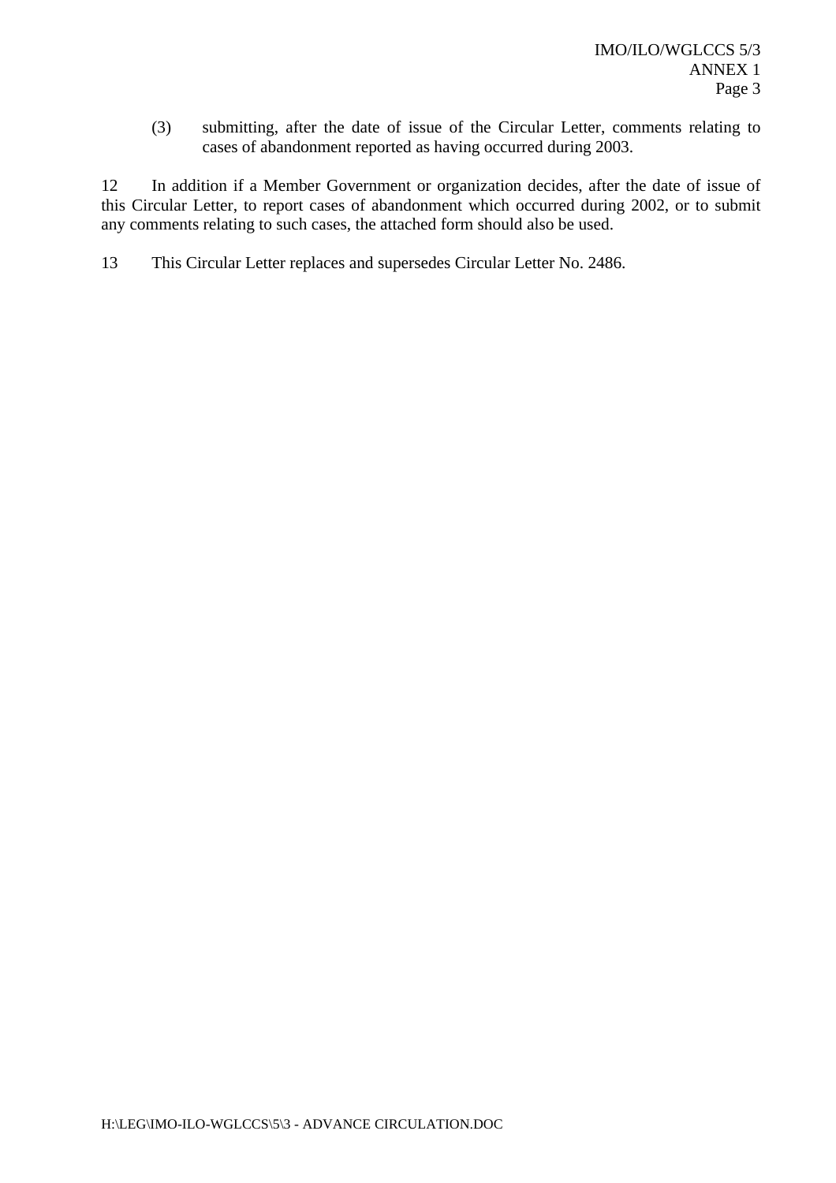(3) submitting, after the date of issue of the Circular Letter, comments relating to cases of abandonment reported as having occurred during 2003.

12 In addition if a Member Government or organization decides, after the date of issue of this Circular Letter, to report cases of abandonment which occurred during 2002, or to submit any comments relating to such cases, the attached form should also be used.

13 This Circular Letter replaces and supersedes Circular Letter No. 2486.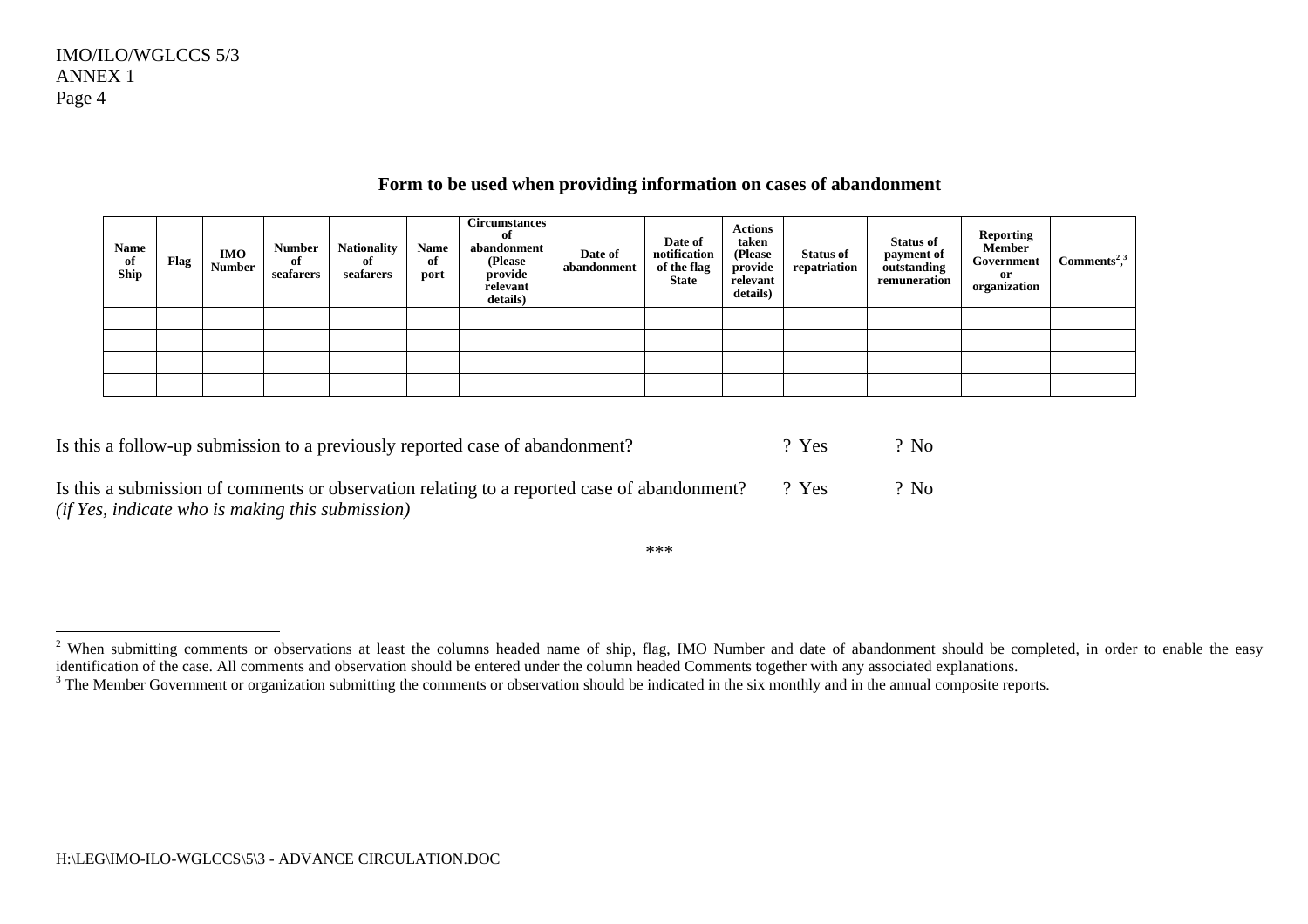**Form to be used when providing information on cases of abandonment**

| Name of Ship | Flag | IMO Number | Number of seafarers | Nationality of seafarers | Name of port | Circumstances of abandonment (Please provide relevant details) | Date of abandonment | Date of notification of the flag State | Actions taken (Please provide relevant details) | Status of repatriation | Status of payment of outstanding remuneration | Reporting Member Government or organization | Comments[2, 3] |
|---|---|---|---|---|---|---|---|---|---|---|---|---|---|
| | | | | | | | | | | | | | |
| | | | | | | | | | | | | | |
| | | | | | | | | | | | | | |
| | | | | | | | | | | | | | |

Is this a follow-up submission to a previously reported case of abandonment? ? Yes ? No

Is this a submission of comments or observation relating to a reported case of abandonment? ? Yes ? No
*(if Yes, indicate who is making this submission)*

***

[2] When submitting comments or observations at least the columns headed name of ship, flag, IMO Number and date of abandonment should be completed, in order to enable the easy identification of the case. All comments and observation should be entered under the column headed Comments together with any associated explanations.

[3] The Member Government or organization submitting the comments or observation should be indicated in the six monthly and in the annual composite reports.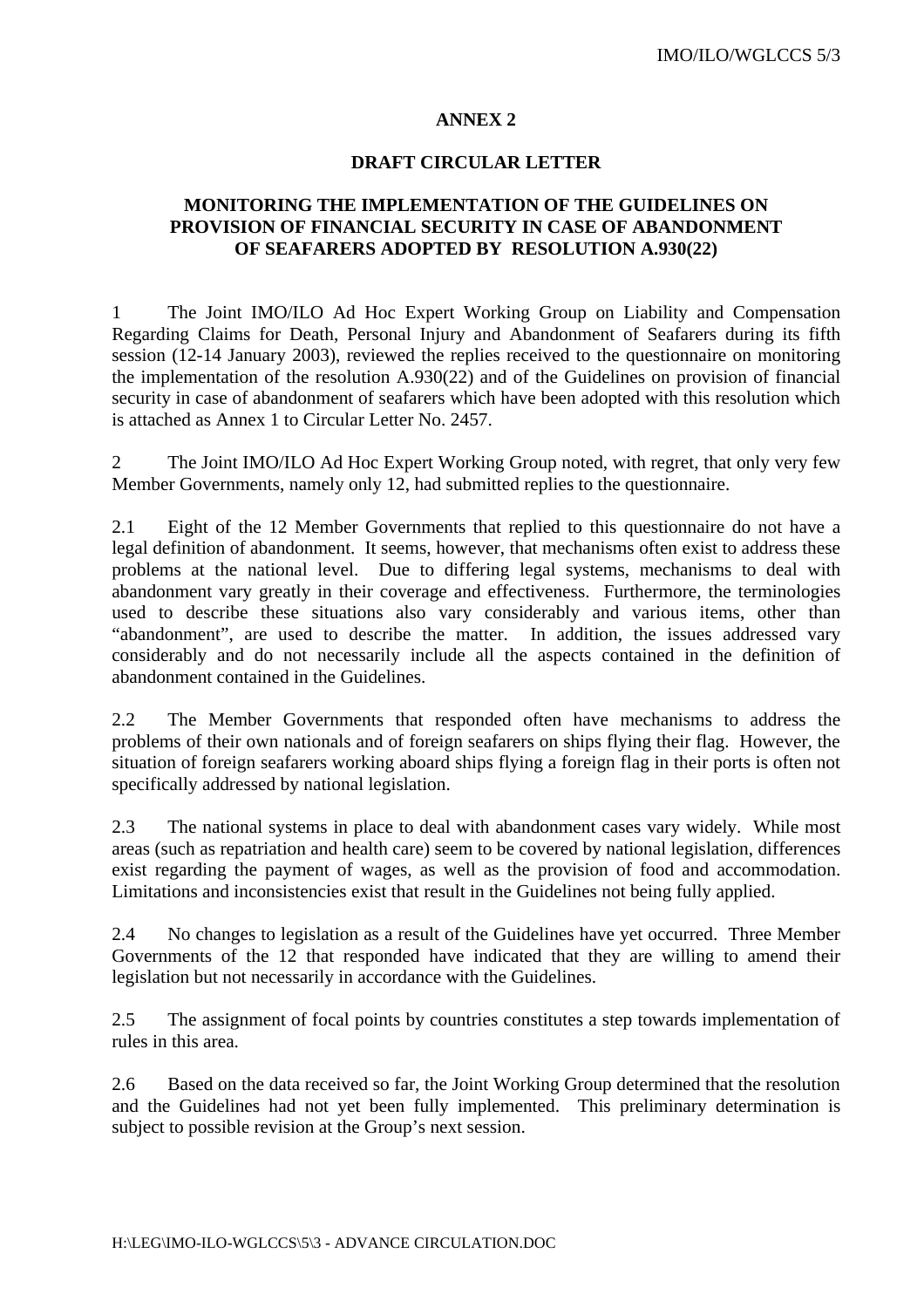## ANNEX 2

## DRAFT CIRCULAR LETTER

## MONITORING THE IMPLEMENTATION OF THE GUIDELINES ON PROVISION OF FINANCIAL SECURITY IN CASE OF ABANDONMENT OF SEAFARERS ADOPTED BY RESOLUTION A.930(22)

1 The Joint IMO/ILO Ad Hoc Expert Working Group on Liability and Compensation Regarding Claims for Death, Personal Injury and Abandonment of Seafarers during its fifth session (12-14 January 2003), reviewed the replies received to the questionnaire on monitoring the implementation of the resolution A.930(22) and of the Guidelines on provision of financial security in case of abandonment of seafarers which have been adopted with this resolution which is attached as Annex 1 to Circular Letter No. 2457.

2 The Joint IMO/ILO Ad Hoc Expert Working Group noted, with regret, that only very few Member Governments, namely only 12, had submitted replies to the questionnaire.

2.1 Eight of the 12 Member Governments that replied to this questionnaire do not have a legal definition of abandonment. It seems, however, that mechanisms often exist to address these problems at the national level. Due to differing legal systems, mechanisms to deal with abandonment vary greatly in their coverage and effectiveness. Furthermore, the terminologies used to describe these situations also vary considerably and various items, other than "abandonment", are used to describe the matter. In addition, the issues addressed vary considerably and do not necessarily include all the aspects contained in the definition of abandonment contained in the Guidelines.

2.2 The Member Governments that responded often have mechanisms to address the problems of their own nationals and of foreign seafarers on ships flying their flag. However, the situation of foreign seafarers working aboard ships flying a foreign flag in their ports is often not specifically addressed by national legislation.

2.3 The national systems in place to deal with abandonment cases vary widely. While most areas (such as repatriation and health care) seem to be covered by national legislation, differences exist regarding the payment of wages, as well as the provision of food and accommodation. Limitations and inconsistencies exist that result in the Guidelines not being fully applied.

2.4 No changes to legislation as a result of the Guidelines have yet occurred. Three Member Governments of the 12 that responded have indicated that they are willing to amend their legislation but not necessarily in accordance with the Guidelines.

2.5 The assignment of focal points by countries constitutes a step towards implementation of rules in this area.

2.6 Based on the data received so far, the Joint Working Group determined that the resolution and the Guidelines had not yet been fully implemented. This preliminary determination is subject to possible revision at the Group's next session.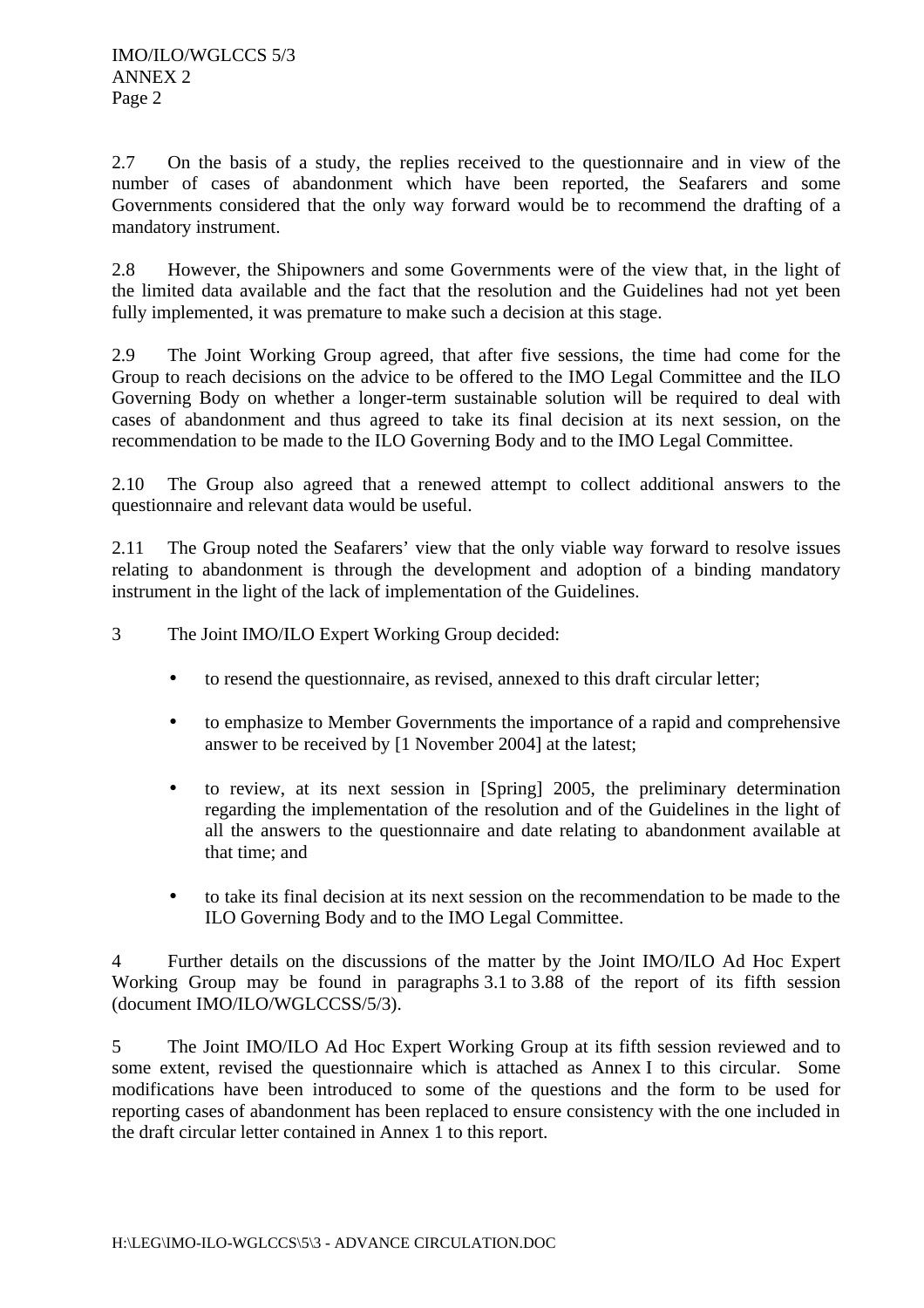2.7 On the basis of a study, the replies received to the questionnaire and in view of the number of cases of abandonment which have been reported, the Seafarers and some Governments considered that the only way forward would be to recommend the drafting of a mandatory instrument.

2.8 However, the Shipowners and some Governments were of the view that, in the light of the limited data available and the fact that the resolution and the Guidelines had not yet been fully implemented, it was premature to make such a decision at this stage.

2.9 The Joint Working Group agreed, that after five sessions, the time had come for the Group to reach decisions on the advice to be offered to the IMO Legal Committee and the ILO Governing Body on whether a longer-term sustainable solution will be required to deal with cases of abandonment and thus agreed to take its final decision at its next session, on the recommendation to be made to the ILO Governing Body and to the IMO Legal Committee.

2.10 The Group also agreed that a renewed attempt to collect additional answers to the questionnaire and relevant data would be useful.

2.11 The Group noted the Seafarers' view that the only viable way forward to resolve issues relating to abandonment is through the development and adoption of a binding mandatory instrument in the light of the lack of implementation of the Guidelines.

3 The Joint IMO/ILO Expert Working Group decided:

- to resend the questionnaire, as revised, annexed to this draft circular letter;

- to emphasize to Member Governments the importance of a rapid and comprehensive answer to be received by [1 November 2004] at the latest;

- to review, at its next session in [Spring] 2005, the preliminary determination regarding the implementation of the resolution and of the Guidelines in the light of all the answers to the questionnaire and date relating to abandonment available at that time; and

- to take its final decision at its next session on the recommendation to be made to the ILO Governing Body and to the IMO Legal Committee.

4 Further details on the discussions of the matter by the Joint IMO/ILO Ad Hoc Expert Working Group may be found in paragraphs 3.1 to 3.88 of the report of its fifth session (document IMO/ILO/WGLCCSS/5/3).

5 The Joint IMO/ILO Ad Hoc Expert Working Group at its fifth session reviewed and to some extent, revised the questionnaire which is attached as Annex I to this circular. Some modifications have been introduced to some of the questions and the form to be used for reporting cases of abandonment has been replaced to ensure consistency with the one included in the draft circular letter contained in Annex 1 to this report.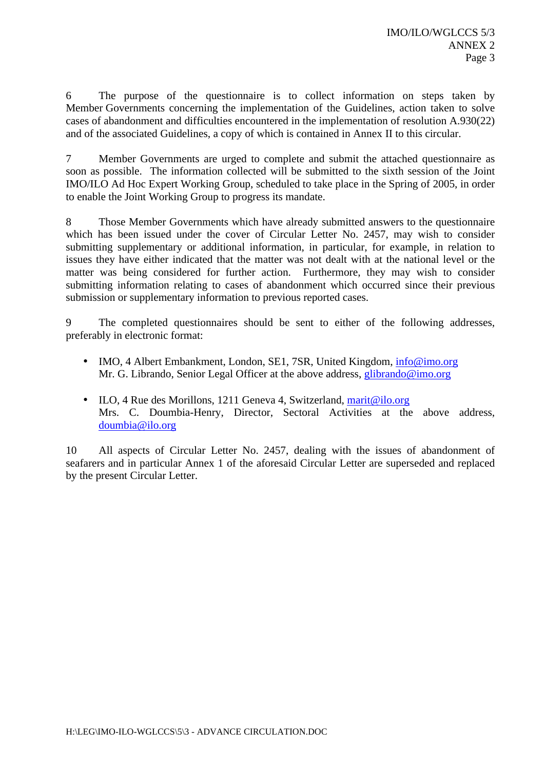6 The purpose of the questionnaire is to collect information on steps taken by Member Governments concerning the implementation of the Guidelines, action taken to solve cases of abandonment and difficulties encountered in the implementation of resolution A.930(22) and of the associated Guidelines, a copy of which is contained in Annex II to this circular.

7 Member Governments are urged to complete and submit the attached questionnaire as soon as possible. The information collected will be submitted to the sixth session of the Joint IMO/ILO Ad Hoc Expert Working Group, scheduled to take place in the Spring of 2005, in order to enable the Joint Working Group to progress its mandate.

8 Those Member Governments which have already submitted answers to the questionnaire which has been issued under the cover of Circular Letter No. 2457, may wish to consider submitting supplementary or additional information, in particular, for example, in relation to issues they have either indicated that the matter was not dealt with at the national level or the matter was being considered for further action. Furthermore, they may wish to consider submitting information relating to cases of abandonment which occurred since their previous submission or supplementary information to previous reported cases.

9 The completed questionnaires should be sent to either of the following addresses, preferably in electronic format:

- IMO, 4 Albert Embankment, London, SE1, 7SR, United Kingdom, info@imo.org
  Mr. G. Librando, Senior Legal Officer at the above address, glibrando@imo.org

- ILO, 4 Rue des Morillons, 1211 Geneva 4, Switzerland, marit@ilo.org
  Mrs. C. Doumbia-Henry, Director, Sectoral Activities at the above address, doumbia@ilo.org

10 All aspects of Circular Letter No. 2457, dealing with the issues of abandonment of seafarers and in particular Annex 1 of the aforesaid Circular Letter are superseded and replaced by the present Circular Letter.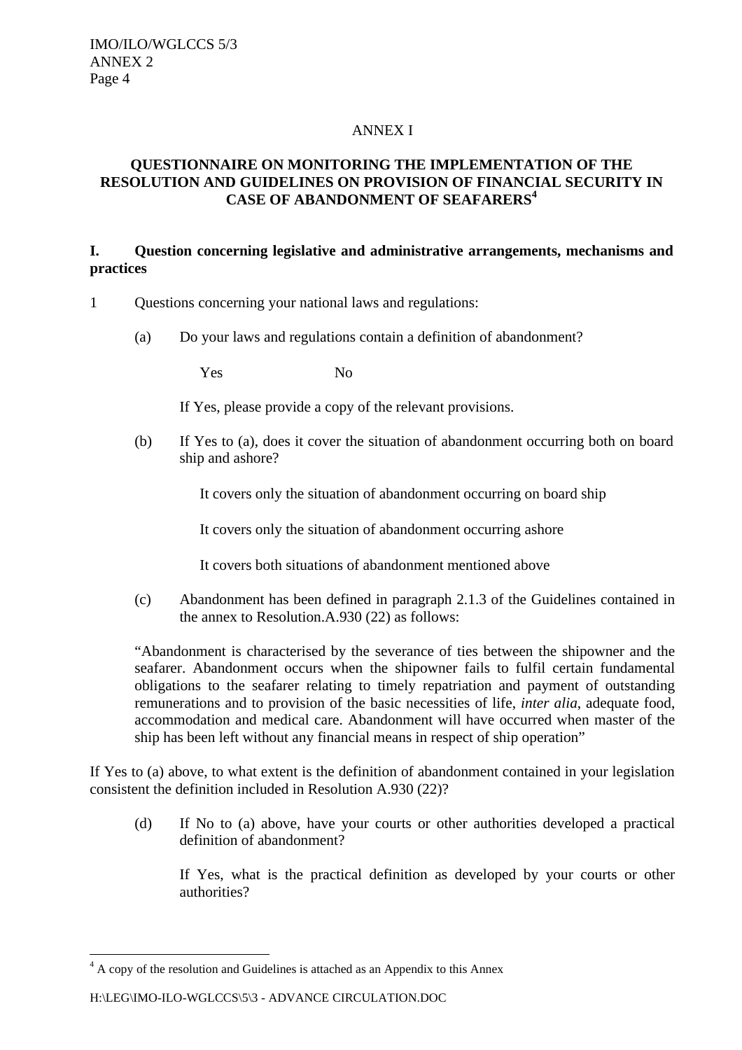ANNEX I

**QUESTIONNAIRE ON MONITORING THE IMPLEMENTATION OF THE RESOLUTION AND GUIDELINES ON PROVISION OF FINANCIAL SECURITY IN CASE OF ABANDONMENT OF SEAFARERS[4]**

**I. Question concerning legislative and administrative arrangements, mechanisms and practices**

1 Questions concerning your national laws and regulations:

(a) Do your laws and regulations contain a definition of abandonment?

Yes No

If Yes, please provide a copy of the relevant provisions.

(b) If Yes to (a), does it cover the situation of abandonment occurring both on board ship and ashore?

It covers only the situation of abandonment occurring on board ship

It covers only the situation of abandonment occurring ashore

It covers both situations of abandonment mentioned above

(c) Abandonment has been defined in paragraph 2.1.3 of the Guidelines contained in the annex to Resolution.A.930 (22) as follows:

"Abandonment is characterised by the severance of ties between the shipowner and the seafarer. Abandonment occurs when the shipowner fails to fulfil certain fundamental obligations to the seafarer relating to timely repatriation and payment of outstanding remunerations and to provision of the basic necessities of life, *inter alia*, adequate food, accommodation and medical care. Abandonment will have occurred when master of the ship has been left without any financial means in respect of ship operation"

If Yes to (a) above, to what extent is the definition of abandonment contained in your legislation consistent the definition included in Resolution A.930 (22)?

(d) If No to (a) above, have your courts or other authorities developed a practical definition of abandonment?

If Yes, what is the practical definition as developed by your courts or other authorities?

---

[4] A copy of the resolution and Guidelines is attached as an Appendix to this Annex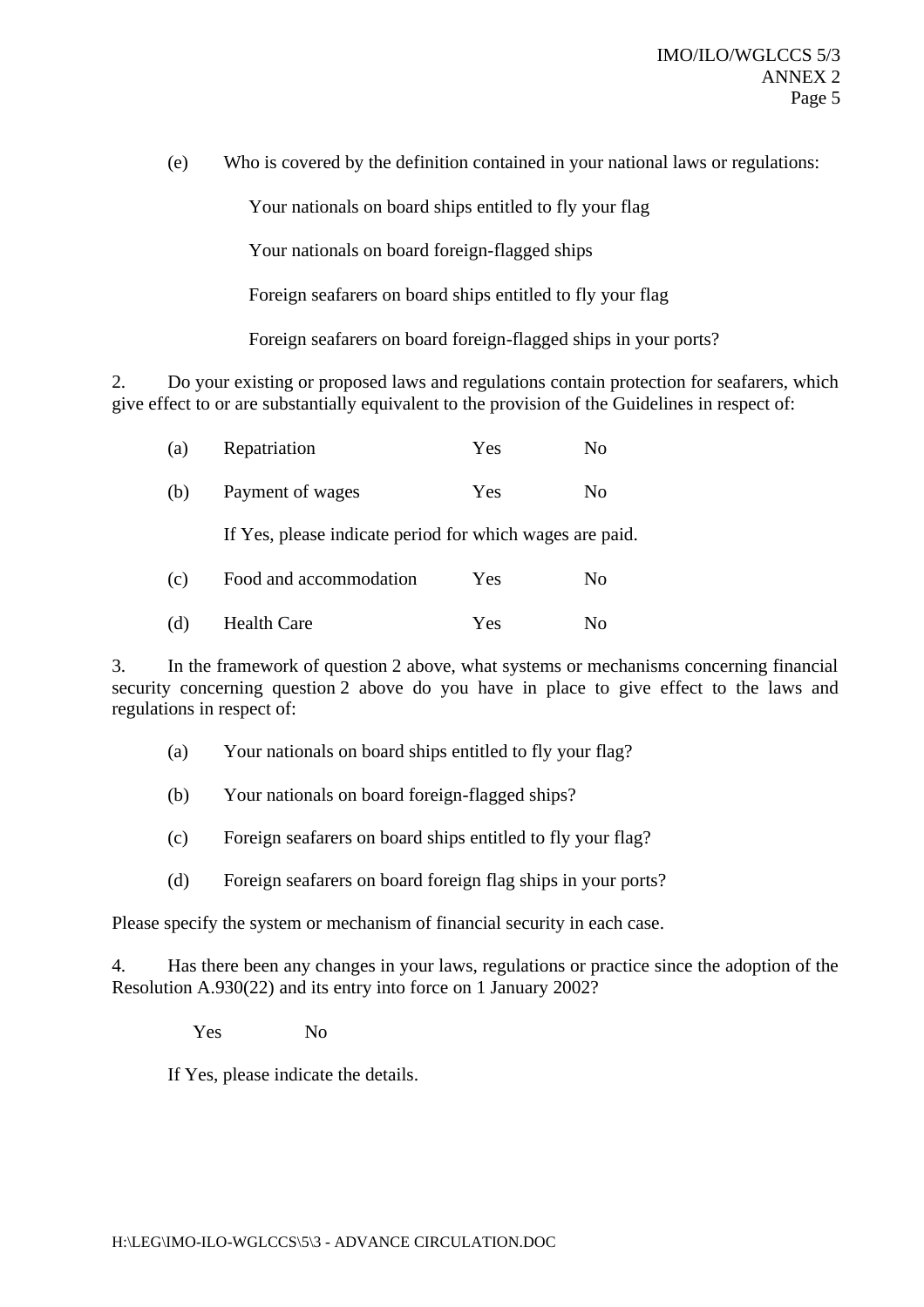(e) Who is covered by the definition contained in your national laws or regulations:

Your nationals on board ships entitled to fly your flag

Your nationals on board foreign-flagged ships

Foreign seafarers on board ships entitled to fly your flag

Foreign seafarers on board foreign-flagged ships in your ports?

2. Do your existing or proposed laws and regulations contain protection for seafarers, which give effect to or are substantially equivalent to the provision of the Guidelines in respect of:

(a) Repatriation Yes No

(b) Payment of wages Yes No

If Yes, please indicate period for which wages are paid.

(c) Food and accommodation Yes No

(d) Health Care Yes No

3. In the framework of question 2 above, what systems or mechanisms concerning financial security concerning question 2 above do you have in place to give effect to the laws and regulations in respect of:

(a) Your nationals on board ships entitled to fly your flag?

(b) Your nationals on board foreign-flagged ships?

(c) Foreign seafarers on board ships entitled to fly your flag?

(d) Foreign seafarers on board foreign flag ships in your ports?

Please specify the system or mechanism of financial security in each case.

4. Has there been any changes in your laws, regulations or practice since the adoption of the Resolution A.930(22) and its entry into force on 1 January 2002?

Yes No

If Yes, please indicate the details.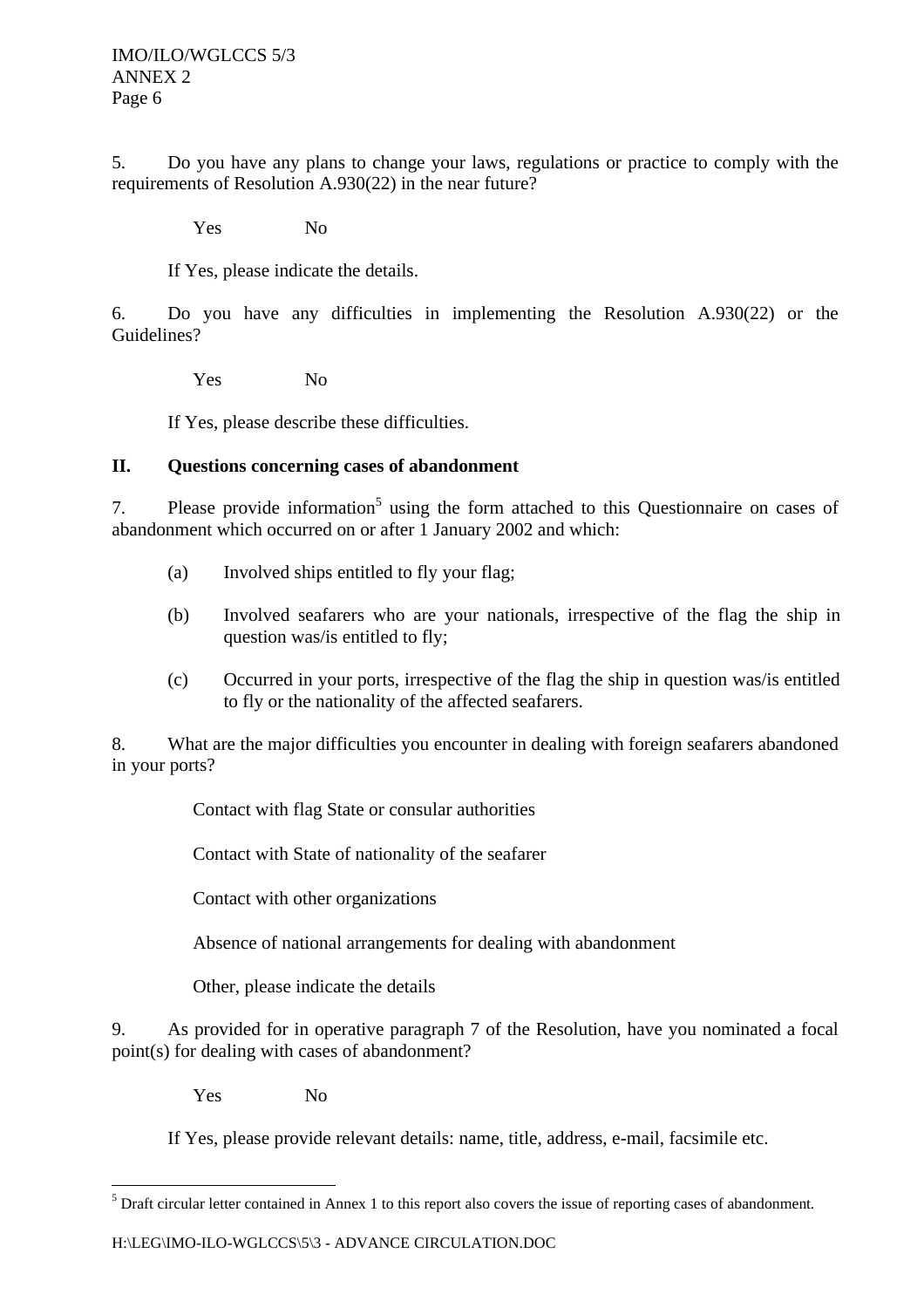5. Do you have any plans to change your laws, regulations or practice to comply with the requirements of Resolution A.930(22) in the near future?

Yes No

If Yes, please indicate the details.

6. Do you have any difficulties in implementing the Resolution A.930(22) or the Guidelines?

Yes No

If Yes, please describe these difficulties.

## II. Questions concerning cases of abandonment

7. Please provide information[5] using the form attached to this Questionnaire on cases of abandonment which occurred on or after 1 January 2002 and which:

(a) Involved ships entitled to fly your flag;

(b) Involved seafarers who are your nationals, irrespective of the flag the ship in question was/is entitled to fly;

(c) Occurred in your ports, irrespective of the flag the ship in question was/is entitled to fly or the nationality of the affected seafarers.

8. What are the major difficulties you encounter in dealing with foreign seafarers abandoned in your ports?

Contact with flag State or consular authorities

Contact with State of nationality of the seafarer

Contact with other organizations

Absence of national arrangements for dealing with abandonment

Other, please indicate the details

9. As provided for in operative paragraph 7 of the Resolution, have you nominated a focal point(s) for dealing with cases of abandonment?

Yes No

If Yes, please provide relevant details: name, title, address, e-mail, facsimile etc.

[5] Draft circular letter contained in Annex 1 to this report also covers the issue of reporting cases of abandonment.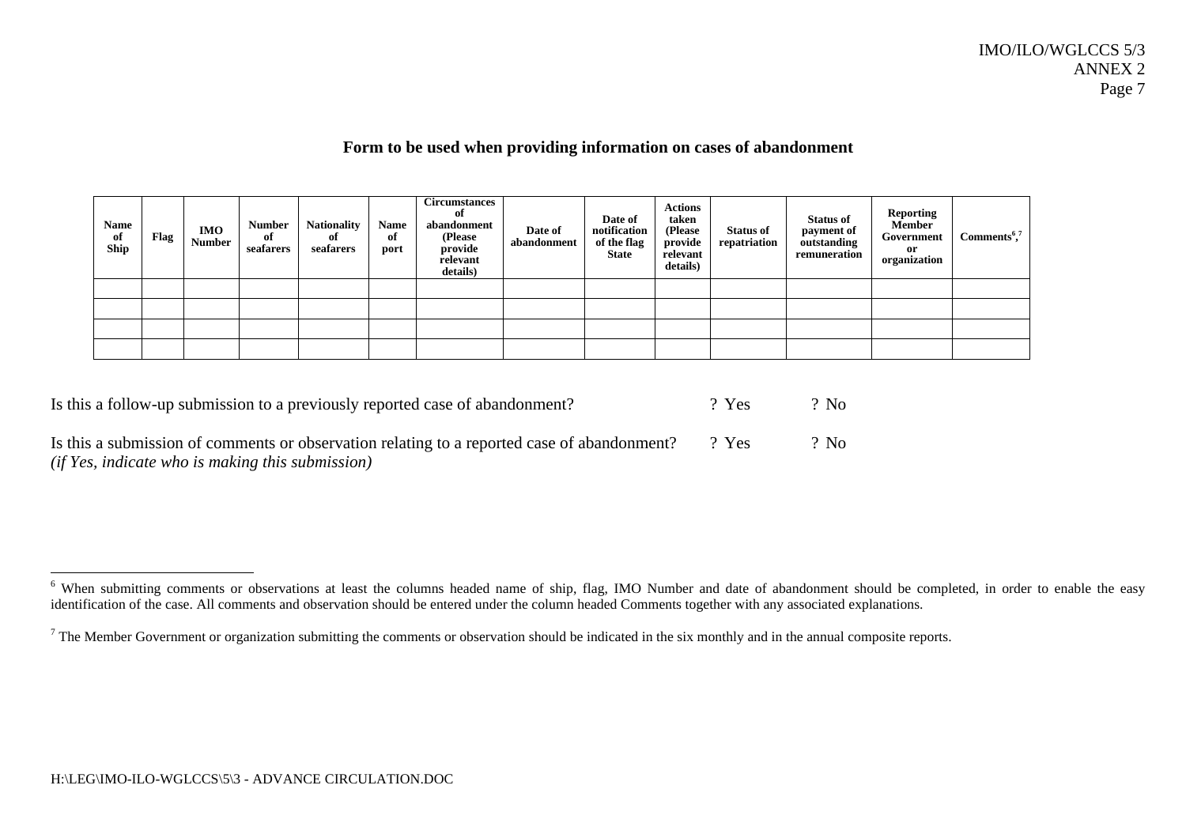## Form to be used when providing information on cases of abandonment

| Name of Ship | Flag | IMO Number | Number of seafarers | Nationality of seafarers | Name of port | Circumstances of abandonment (Please provide relevant details) | Date of abandonment | Date of notification of the flag State | Actions taken (Please provide relevant details) | Status of repatriation | Status of payment of outstanding remuneration | Reporting Member Government or organization | Comments[6],[7] |
|---|---|---|---|---|---|---|---|---|---|---|---|---|---|
| | | | | | | | | | | | | | |
| | | | | | | | | | | | | | |
| | | | | | | | | | | | | | |
| | | | | | | | | | | | | | |

Is this a follow-up submission to a previously reported case of abandonment? ? Yes ? No

Is this a submission of comments or observation relating to a reported case of abandonment? ? Yes ? No
*(if Yes, indicate who is making this submission)*

---

[6] When submitting comments or observations at least the columns headed name of ship, flag, IMO Number and date of abandonment should be completed, in order to enable the easy identification of the case. All comments and observation should be entered under the column headed Comments together with any associated explanations.

[7] The Member Government or organization submitting the comments or observation should be indicated in the six monthly and in the annual composite reports.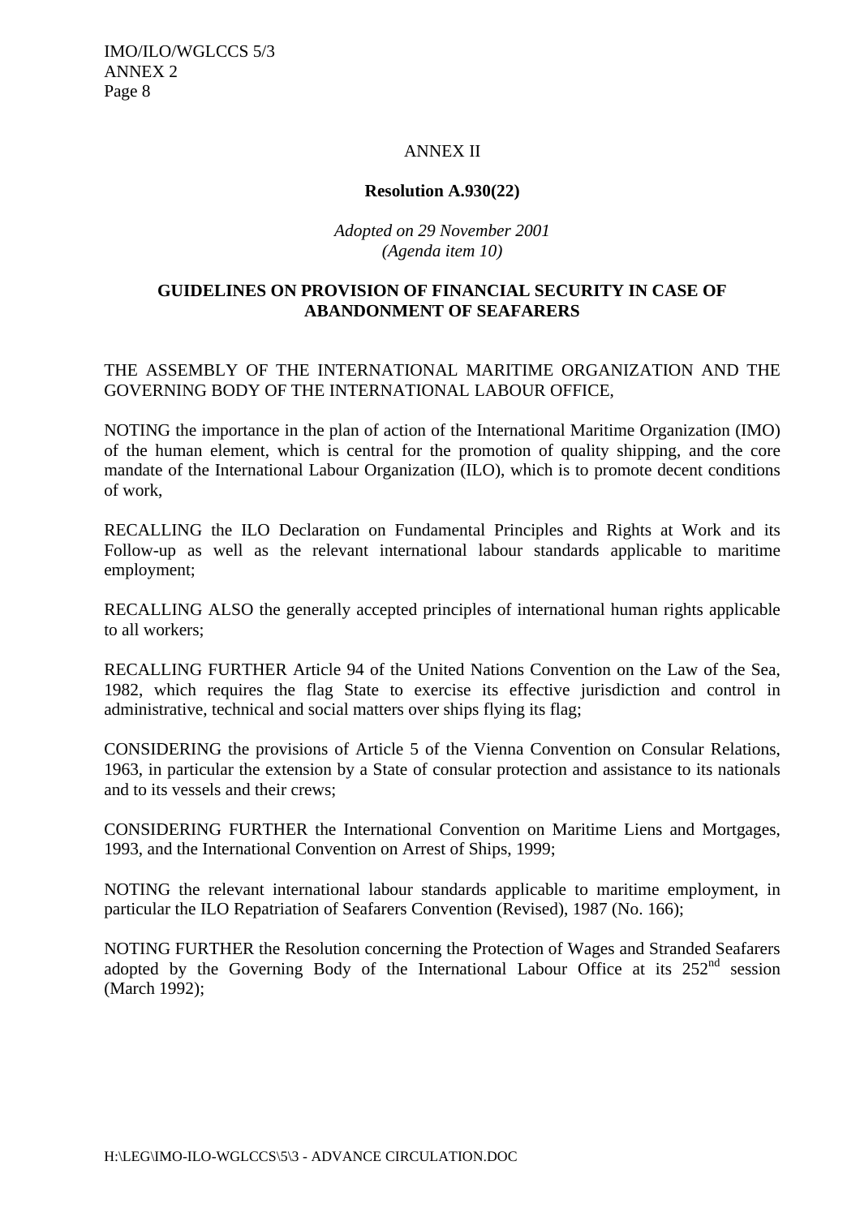ANNEX II

**Resolution A.930(22)**

*Adopted on 29 November 2001*
*(Agenda item 10)*

**GUIDELINES ON PROVISION OF FINANCIAL SECURITY IN CASE OF ABANDONMENT OF SEAFARERS**

THE ASSEMBLY OF THE INTERNATIONAL MARITIME ORGANIZATION AND THE GOVERNING BODY OF THE INTERNATIONAL LABOUR OFFICE,

NOTING the importance in the plan of action of the International Maritime Organization (IMO) of the human element, which is central for the promotion of quality shipping, and the core mandate of the International Labour Organization (ILO), which is to promote decent conditions of work,

RECALLING the ILO Declaration on Fundamental Principles and Rights at Work and its Follow-up as well as the relevant international labour standards applicable to maritime employment;

RECALLING ALSO the generally accepted principles of international human rights applicable to all workers;

RECALLING FURTHER Article 94 of the United Nations Convention on the Law of the Sea, 1982, which requires the flag State to exercise its effective jurisdiction and control in administrative, technical and social matters over ships flying its flag;

CONSIDERING the provisions of Article 5 of the Vienna Convention on Consular Relations, 1963, in particular the extension by a State of consular protection and assistance to its nationals and to its vessels and their crews;

CONSIDERING FURTHER the International Convention on Maritime Liens and Mortgages, 1993, and the International Convention on Arrest of Ships, 1999;

NOTING the relevant international labour standards applicable to maritime employment, in particular the ILO Repatriation of Seafarers Convention (Revised), 1987 (No. 166);

NOTING FURTHER the Resolution concerning the Protection of Wages and Stranded Seafarers adopted by the Governing Body of the International Labour Office at its 252nd session (March 1992);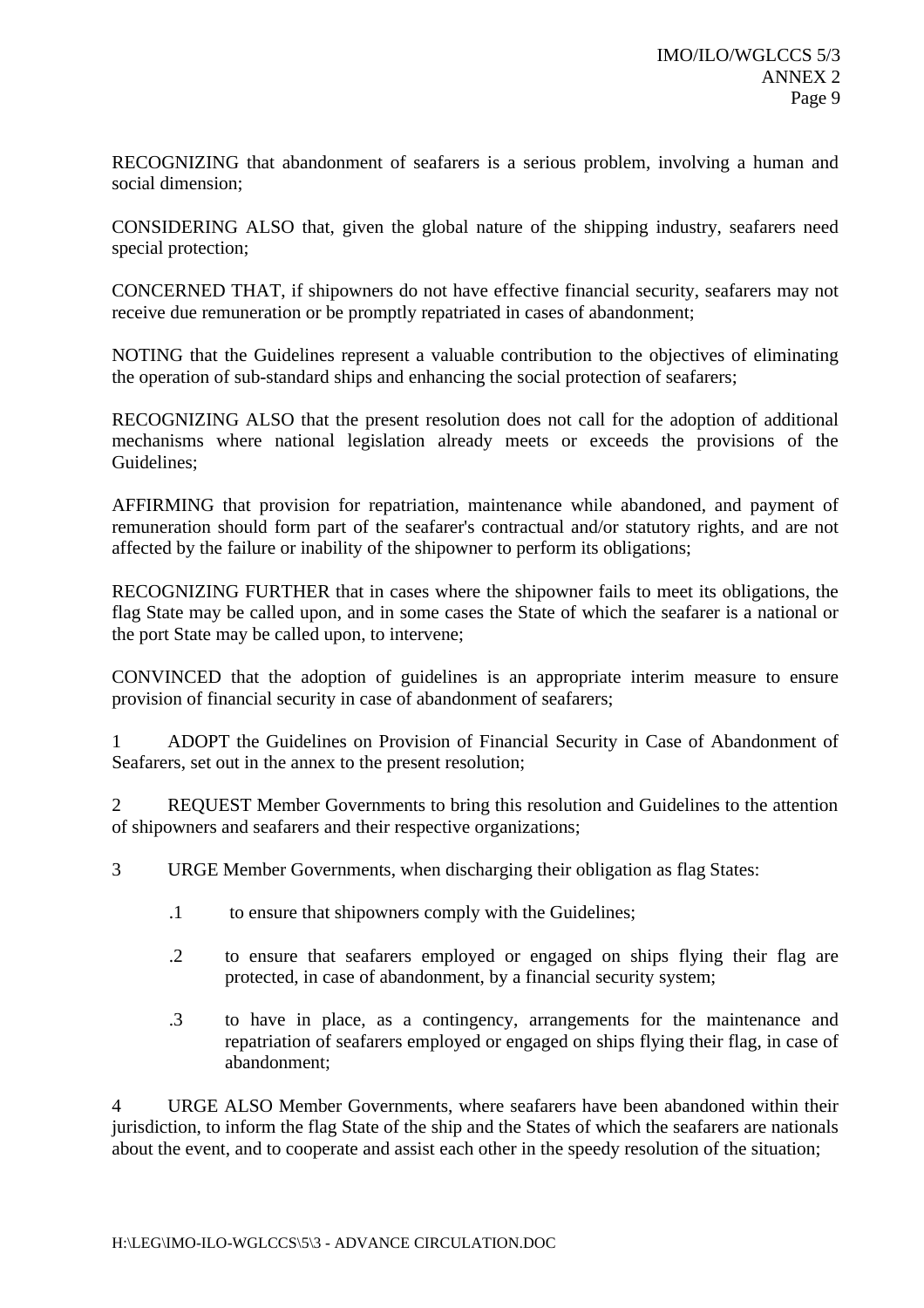RECOGNIZING that abandonment of seafarers is a serious problem, involving a human and social dimension;

CONSIDERING ALSO that, given the global nature of the shipping industry, seafarers need special protection;

CONCERNED THAT, if shipowners do not have effective financial security, seafarers may not receive due remuneration or be promptly repatriated in cases of abandonment;

NOTING that the Guidelines represent a valuable contribution to the objectives of eliminating the operation of sub-standard ships and enhancing the social protection of seafarers;

RECOGNIZING ALSO that the present resolution does not call for the adoption of additional mechanisms where national legislation already meets or exceeds the provisions of the Guidelines;

AFFIRMING that provision for repatriation, maintenance while abandoned, and payment of remuneration should form part of the seafarer's contractual and/or statutory rights, and are not affected by the failure or inability of the shipowner to perform its obligations;

RECOGNIZING FURTHER that in cases where the shipowner fails to meet its obligations, the flag State may be called upon, and in some cases the State of which the seafarer is a national or the port State may be called upon, to intervene;

CONVINCED that the adoption of guidelines is an appropriate interim measure to ensure provision of financial security in case of abandonment of seafarers;

1 ADOPT the Guidelines on Provision of Financial Security in Case of Abandonment of Seafarers, set out in the annex to the present resolution;

2 REQUEST Member Governments to bring this resolution and Guidelines to the attention of shipowners and seafarers and their respective organizations;

3 URGE Member Governments, when discharging their obligation as flag States:

.1 to ensure that shipowners comply with the Guidelines;

.2 to ensure that seafarers employed or engaged on ships flying their flag are protected, in case of abandonment, by a financial security system;

.3 to have in place, as a contingency, arrangements for the maintenance and repatriation of seafarers employed or engaged on ships flying their flag, in case of abandonment;

4 URGE ALSO Member Governments, where seafarers have been abandoned within their jurisdiction, to inform the flag State of the ship and the States of which the seafarers are nationals about the event, and to cooperate and assist each other in the speedy resolution of the situation;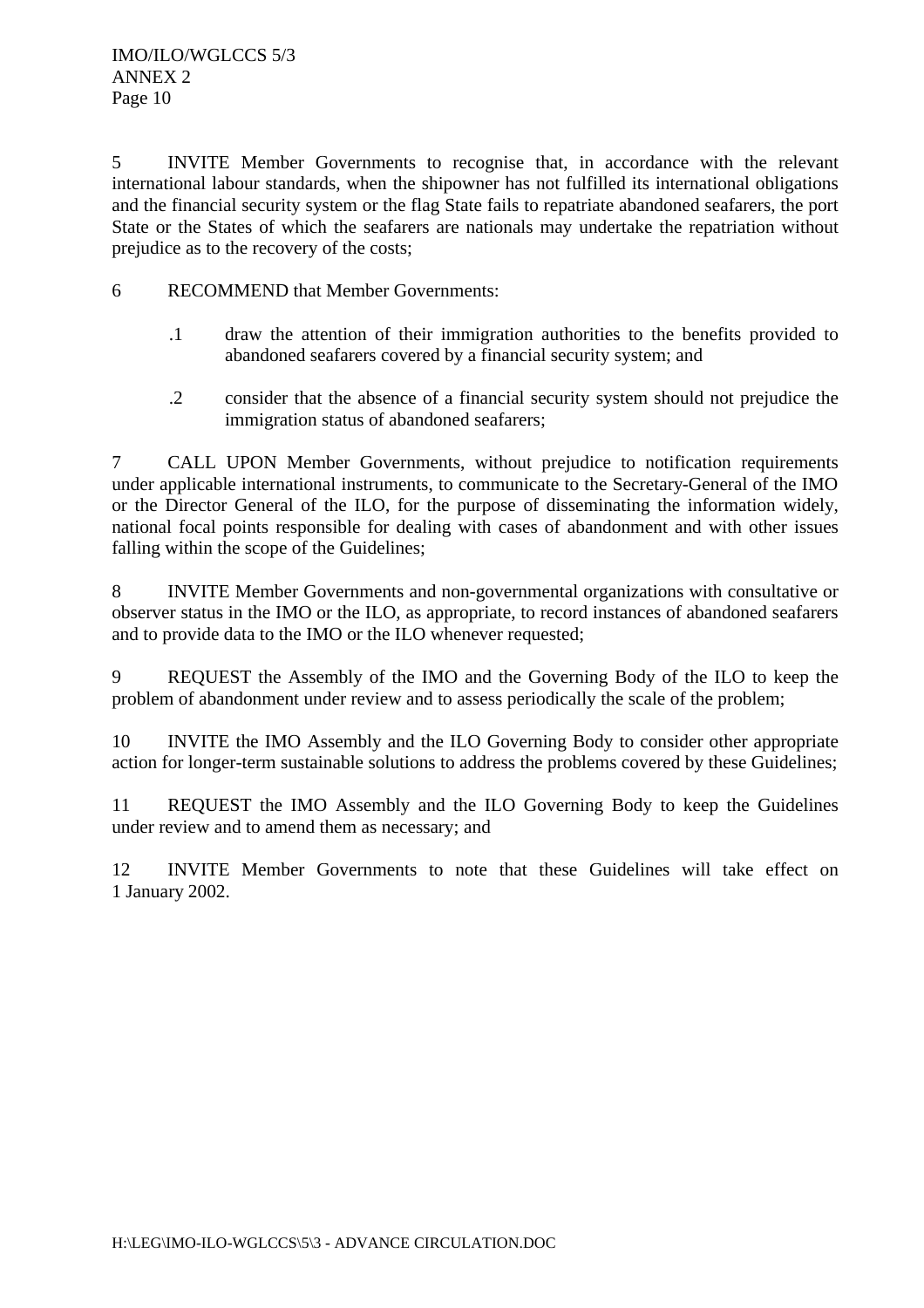5 INVITE Member Governments to recognise that, in accordance with the relevant international labour standards, when the shipowner has not fulfilled its international obligations and the financial security system or the flag State fails to repatriate abandoned seafarers, the port State or the States of which the seafarers are nationals may undertake the repatriation without prejudice as to the recovery of the costs;

6 RECOMMEND that Member Governments:

- .1 draw the attention of their immigration authorities to the benefits provided to abandoned seafarers covered by a financial security system; and

- .2 consider that the absence of a financial security system should not prejudice the immigration status of abandoned seafarers;

7 CALL UPON Member Governments, without prejudice to notification requirements under applicable international instruments, to communicate to the Secretary-General of the IMO or the Director General of the ILO, for the purpose of disseminating the information widely, national focal points responsible for dealing with cases of abandonment and with other issues falling within the scope of the Guidelines;

8 INVITE Member Governments and non-governmental organizations with consultative or observer status in the IMO or the ILO, as appropriate, to record instances of abandoned seafarers and to provide data to the IMO or the ILO whenever requested;

9 REQUEST the Assembly of the IMO and the Governing Body of the ILO to keep the problem of abandonment under review and to assess periodically the scale of the problem;

10 INVITE the IMO Assembly and the ILO Governing Body to consider other appropriate action for longer-term sustainable solutions to address the problems covered by these Guidelines;

11 REQUEST the IMO Assembly and the ILO Governing Body to keep the Guidelines under review and to amend them as necessary; and

12 INVITE Member Governments to note that these Guidelines will take effect on 1 January 2002.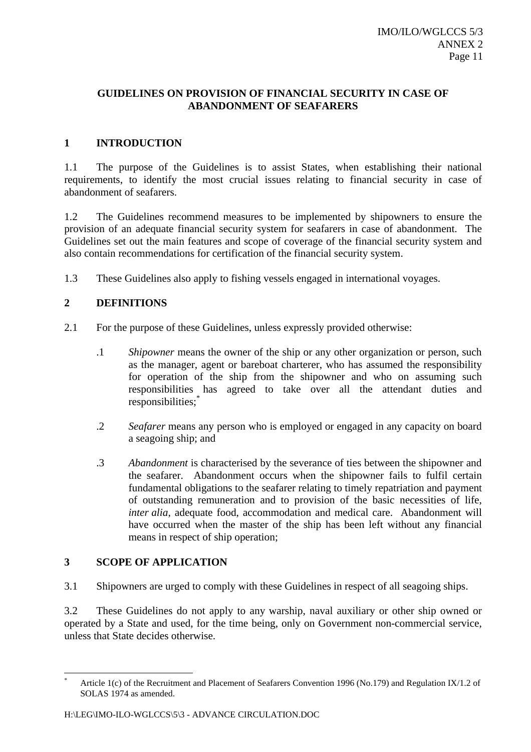**GUIDELINES ON PROVISION OF FINANCIAL SECURITY IN CASE OF ABANDONMENT OF SEAFARERS**

## 1 INTRODUCTION

1.1 The purpose of the Guidelines is to assist States, when establishing their national requirements, to identify the most crucial issues relating to financial security in case of abandonment of seafarers.

1.2 The Guidelines recommend measures to be implemented by shipowners to ensure the provision of an adequate financial security system for seafarers in case of abandonment. The Guidelines set out the main features and scope of coverage of the financial security system and also contain recommendations for certification of the financial security system.

1.3 These Guidelines also apply to fishing vessels engaged in international voyages.

## 2 DEFINITIONS

2.1 For the purpose of these Guidelines, unless expressly provided otherwise:

.1 *Shipowner* means the owner of the ship or any other organization or person, such as the manager, agent or bareboat charterer, who has assumed the responsibility for operation of the ship from the shipowner and who on assuming such responsibilities has agreed to take over all the attendant duties and responsibilities;[*]

.2 *Seafarer* means any person who is employed or engaged in any capacity on board a seagoing ship; and

.3 *Abandonment* is characterised by the severance of ties between the shipowner and the seafarer. Abandonment occurs when the shipowner fails to fulfil certain fundamental obligations to the seafarer relating to timely repatriation and payment of outstanding remuneration and to provision of the basic necessities of life, *inter alia*, adequate food, accommodation and medical care. Abandonment will have occurred when the master of the ship has been left without any financial means in respect of ship operation;

## 3 SCOPE OF APPLICATION

3.1 Shipowners are urged to comply with these Guidelines in respect of all seagoing ships.

3.2 These Guidelines do not apply to any warship, naval auxiliary or other ship owned or operated by a State and used, for the time being, only on Government non-commercial service, unless that State decides otherwise.

---

[*] Article 1(c) of the Recruitment and Placement of Seafarers Convention 1996 (No.179) and Regulation IX/1.2 of SOLAS 1974 as amended.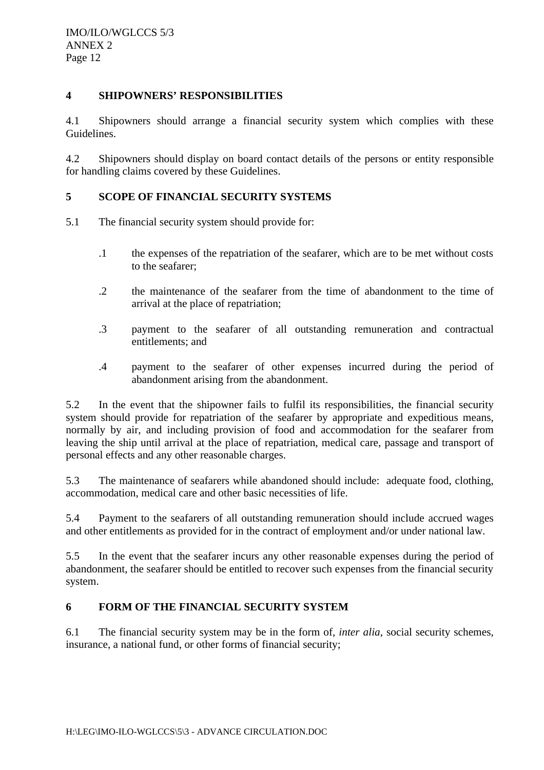## 4 SHIPOWNERS' RESPONSIBILITIES

4.1 Shipowners should arrange a financial security system which complies with these Guidelines.

4.2 Shipowners should display on board contact details of the persons or entity responsible for handling claims covered by these Guidelines.

## 5 SCOPE OF FINANCIAL SECURITY SYSTEMS

5.1 The financial security system should provide for:

.1 the expenses of the repatriation of the seafarer, which are to be met without costs to the seafarer;

.2 the maintenance of the seafarer from the time of abandonment to the time of arrival at the place of repatriation;

.3 payment to the seafarer of all outstanding remuneration and contractual entitlements; and

.4 payment to the seafarer of other expenses incurred during the period of abandonment arising from the abandonment.

5.2 In the event that the shipowner fails to fulfil its responsibilities, the financial security system should provide for repatriation of the seafarer by appropriate and expeditious means, normally by air, and including provision of food and accommodation for the seafarer from leaving the ship until arrival at the place of repatriation, medical care, passage and transport of personal effects and any other reasonable charges.

5.3 The maintenance of seafarers while abandoned should include: adequate food, clothing, accommodation, medical care and other basic necessities of life.

5.4 Payment to the seafarers of all outstanding remuneration should include accrued wages and other entitlements as provided for in the contract of employment and/or under national law.

5.5 In the event that the seafarer incurs any other reasonable expenses during the period of abandonment, the seafarer should be entitled to recover such expenses from the financial security system.

## 6 FORM OF THE FINANCIAL SECURITY SYSTEM

6.1 The financial security system may be in the form of, *inter alia*, social security schemes, insurance, a national fund, or other forms of financial security;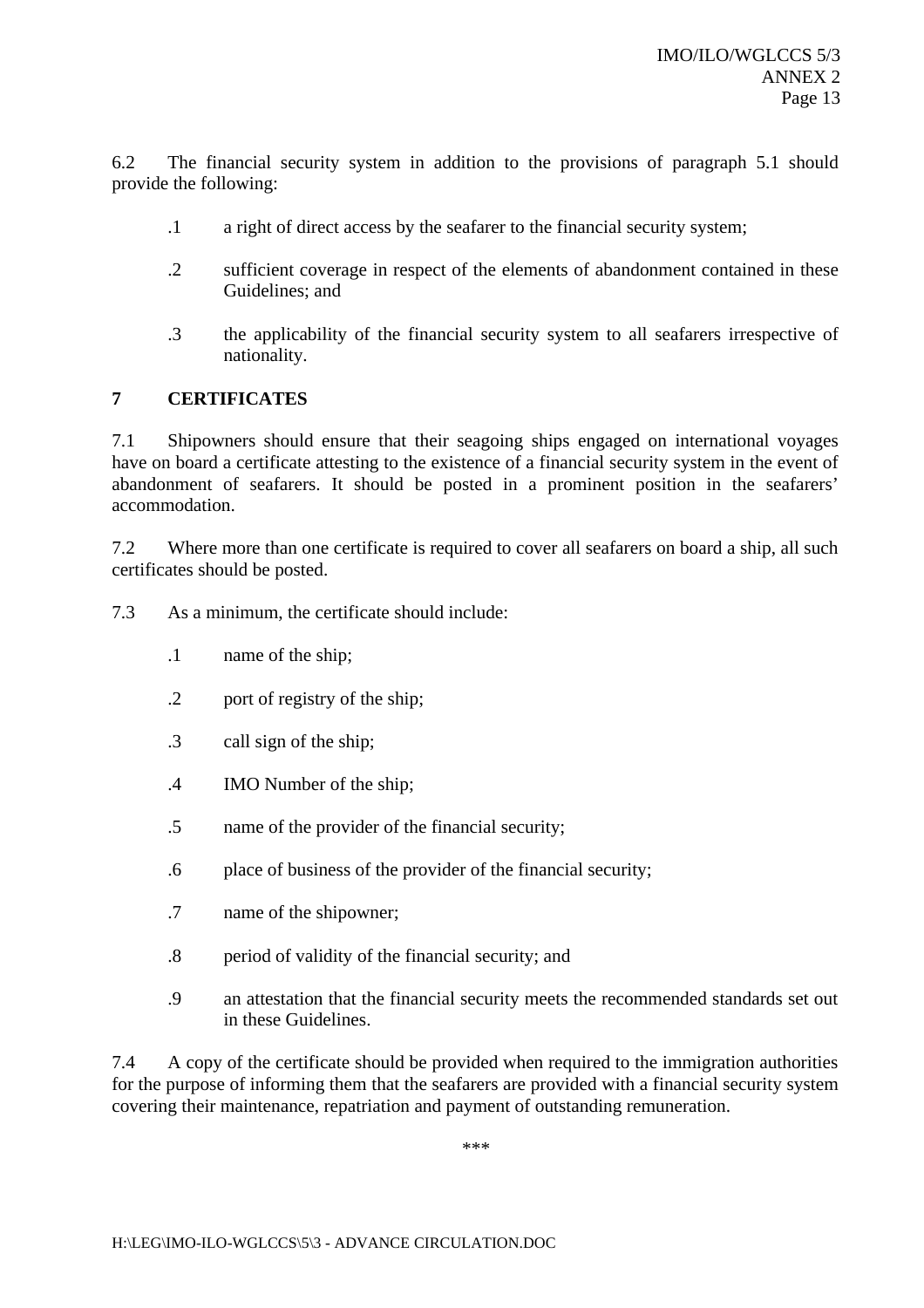6.2 The financial security system in addition to the provisions of paragraph 5.1 should provide the following:

.1 a right of direct access by the seafarer to the financial security system;

.2 sufficient coverage in respect of the elements of abandonment contained in these Guidelines; and

.3 the applicability of the financial security system to all seafarers irrespective of nationality.

## 7 CERTIFICATES

7.1 Shipowners should ensure that their seagoing ships engaged on international voyages have on board a certificate attesting to the existence of a financial security system in the event of abandonment of seafarers. It should be posted in a prominent position in the seafarers' accommodation.

7.2 Where more than one certificate is required to cover all seafarers on board a ship, all such certificates should be posted.

7.3 As a minimum, the certificate should include:

.1 name of the ship;

.2 port of registry of the ship;

.3 call sign of the ship;

.4 IMO Number of the ship;

.5 name of the provider of the financial security;

.6 place of business of the provider of the financial security;

.7 name of the shipowner;

.8 period of validity of the financial security; and

.9 an attestation that the financial security meets the recommended standards set out in these Guidelines.

7.4 A copy of the certificate should be provided when required to the immigration authorities for the purpose of informing them that the seafarers are provided with a financial security system covering their maintenance, repatriation and payment of outstanding remuneration.

***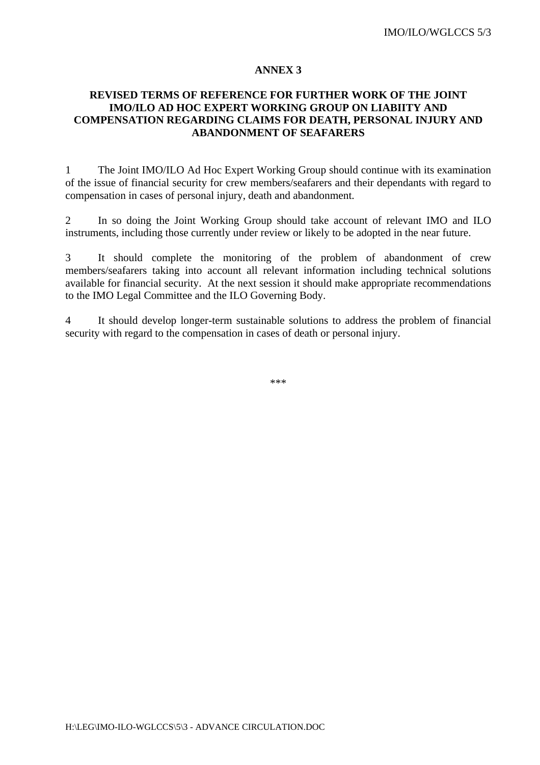# ANNEX 3

## REVISED TERMS OF REFERENCE FOR FURTHER WORK OF THE JOINT IMO/ILO AD HOC EXPERT WORKING GROUP ON LIABIITY AND COMPENSATION REGARDING CLAIMS FOR DEATH, PERSONAL INJURY AND ABANDONMENT OF SEAFARERS

1 The Joint IMO/ILO Ad Hoc Expert Working Group should continue with its examination of the issue of financial security for crew members/seafarers and their dependants with regard to compensation in cases of personal injury, death and abandonment.

2 In so doing the Joint Working Group should take account of relevant IMO and ILO instruments, including those currently under review or likely to be adopted in the near future.

3 It should complete the monitoring of the problem of abandonment of crew members/seafarers taking into account all relevant information including technical solutions available for financial security. At the next session it should make appropriate recommendations to the IMO Legal Committee and the ILO Governing Body.

4 It should develop longer-term sustainable solutions to address the problem of financial security with regard to the compensation in cases of death or personal injury.

***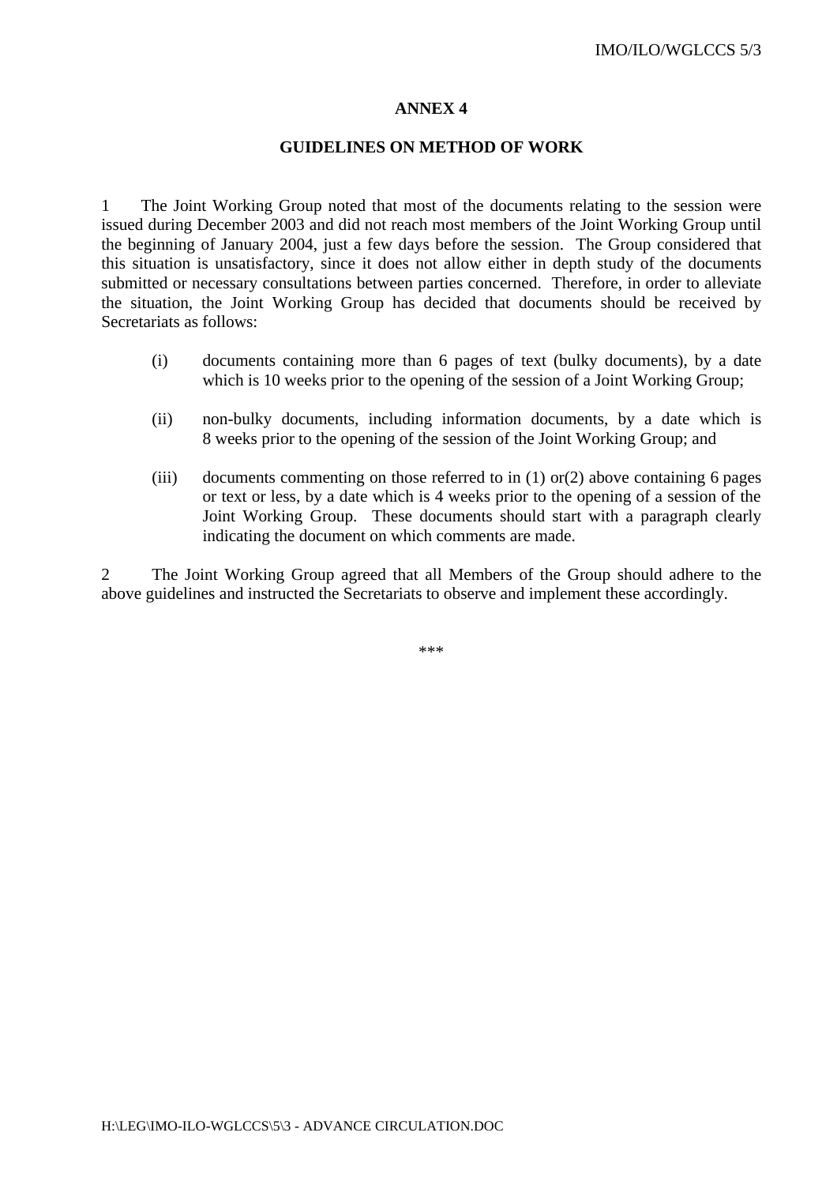## ANNEX 4

## GUIDELINES ON METHOD OF WORK

1 The Joint Working Group noted that most of the documents relating to the session were issued during December 2003 and did not reach most members of the Joint Working Group until the beginning of January 2004, just a few days before the session. The Group considered that this situation is unsatisfactory, since it does not allow either in depth study of the documents submitted or necessary consultations between parties concerned. Therefore, in order to alleviate the situation, the Joint Working Group has decided that documents should be received by Secretariats as follows:

(i) documents containing more than 6 pages of text (bulky documents), by a date which is 10 weeks prior to the opening of the session of a Joint Working Group;

(ii) non-bulky documents, including information documents, by a date which is 8 weeks prior to the opening of the session of the Joint Working Group; and

(iii) documents commenting on those referred to in (1) or(2) above containing 6 pages or text or less, by a date which is 4 weeks prior to the opening of a session of the Joint Working Group. These documents should start with a paragraph clearly indicating the document on which comments are made.

2 The Joint Working Group agreed that all Members of the Group should adhere to the above guidelines and instructed the Secretariats to observe and implement these accordingly.

***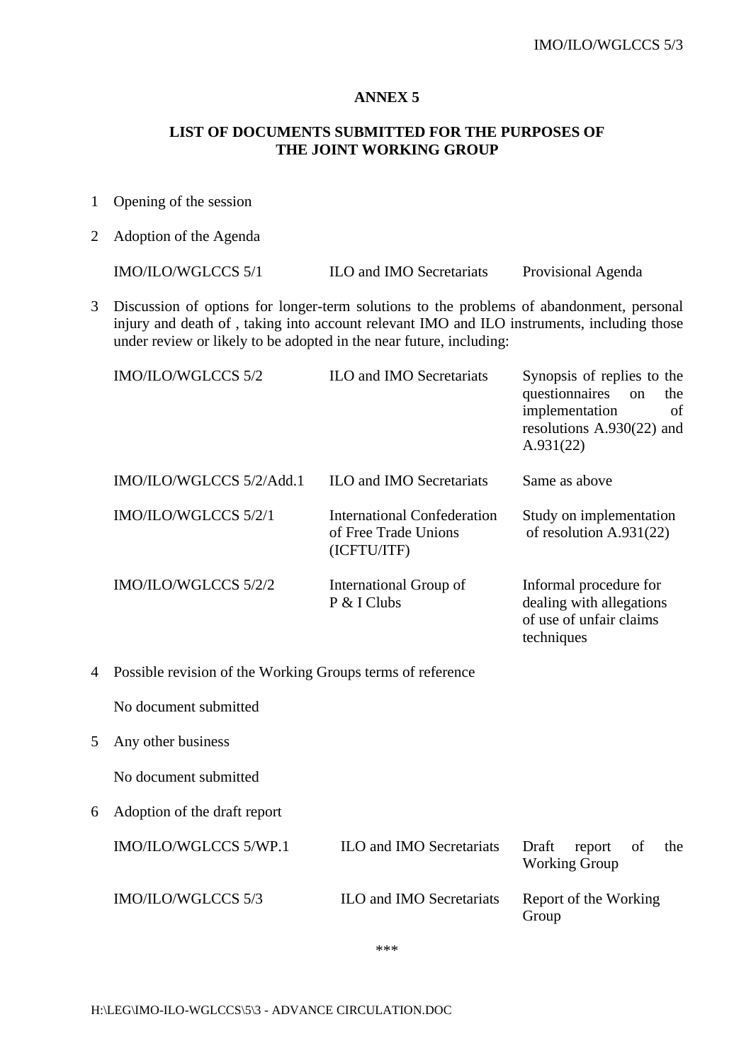## ANNEX 5

## LIST OF DOCUMENTS SUBMITTED FOR THE PURPOSES OF THE JOINT WORKING GROUP

1 Opening of the session

2 Adoption of the Agenda

| | | |
|---|---|---|
| IMO/ILO/WGLCCS 5/1 | ILO and IMO Secretariats | Provisional Agenda |

3 Discussion of options for longer-term solutions to the problems of abandonment, personal injury and death of , taking into account relevant IMO and ILO instruments, including those under review or likely to be adopted in the near future, including:

| | | |
|---|---|---|
| IMO/ILO/WGLCCS 5/2 | ILO and IMO Secretariats | Synopsis of replies to the questionnaires on the implementation of resolutions A.930(22) and A.931(22) |
| IMO/ILO/WGLCCS 5/2/Add.1 | ILO and IMO Secretariats | Same as above |
| IMO/ILO/WGLCCS 5/2/1 | International Confederation of Free Trade Unions (ICFTU/ITF) | Study on implementation of resolution A.931(22) |
| IMO/ILO/WGLCCS 5/2/2 | International Group of P & I Clubs | Informal procedure for dealing with allegations of use of unfair claims techniques |

4 Possible revision of the Working Groups terms of reference

No document submitted

5 Any other business

No document submitted

6 Adoption of the draft report

| | | |
|---|---|---|
| IMO/ILO/WGLCCS 5/WP.1 | ILO and IMO Secretariats | Draft report of the Working Group |
| IMO/ILO/WGLCCS 5/3 | ILO and IMO Secretariats | Report of the Working Group |

***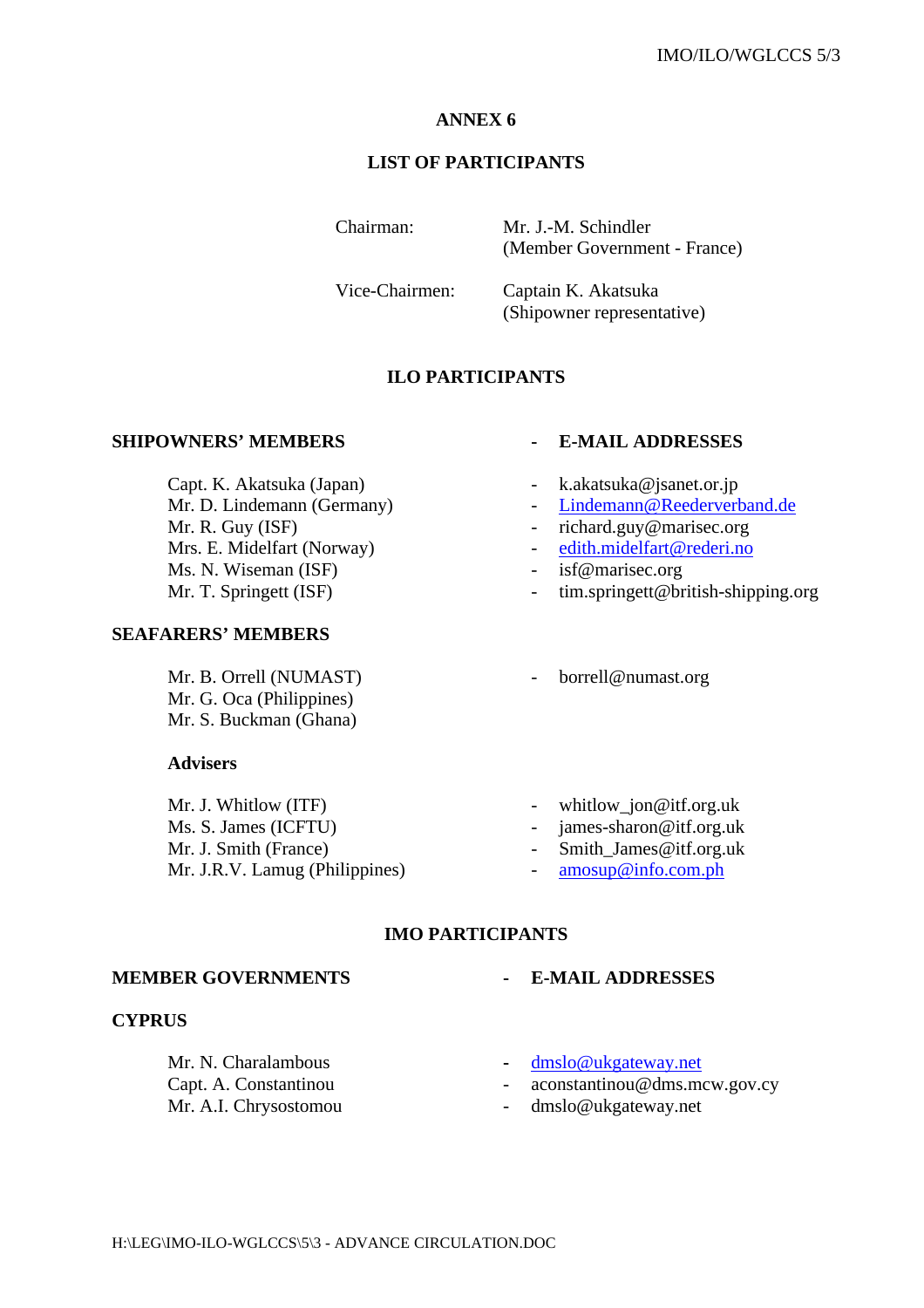## ANNEX 6

## LIST OF PARTICIPANTS

| | |
|---|---|
| Chairman: | Mr. J.-M. Schindler (Member Government - France) |
| Vice-Chairmen: | Captain K. Akatsuka (Shipowner representative) |

## ILO PARTICIPANTS

| **SHIPOWNERS' MEMBERS** | **E-MAIL ADDRESSES** |
|---|---|
| Capt. K. Akatsuka (Japan) | k.akatsuka@jsanet.or.jp |
| Mr. D. Lindemann (Germany) | Lindemann@Reederverband.de |
| Mr. R. Guy (ISF) | richard.guy@marisec.org |
| Mrs. E. Midelfart (Norway) | edith.midelfart@rederi.no |
| Ms. N. Wiseman (ISF) | isf@marisec.org |
| Mr. T. Springett (ISF) | tim.springett@british-shipping.org |

**SEAFARERS' MEMBERS**

| | |
|---|---|
| Mr. B. Orrell (NUMAST) | borrell@numast.org |
| Mr. G. Oca (Philippines) | |
| Mr. S. Buckman (Ghana) | |

**Advisers**

| | |
|---|---|
| Mr. J. Whitlow (ITF) | whitlow_jon@itf.org.uk |
| Ms. S. James (ICFTU) | james-sharon@itf.org.uk |
| Mr. J. Smith (France) | Smith_James@itf.org.uk |
| Mr. J.R.V. Lamug (Philippines) | amosup@info.com.ph |

## IMO PARTICIPANTS

| **MEMBER GOVERNMENTS** | **E-MAIL ADDRESSES** |
|---|---|

**CYPRUS**

| | |
|---|---|
| Mr. N. Charalambous | dmslo@ukgateway.net |
| Capt. A. Constantinou | aconstantinou@dms.mcw.gov.cy |
| Mr. A.I. Chrysostomou | dmslo@ukgateway.net |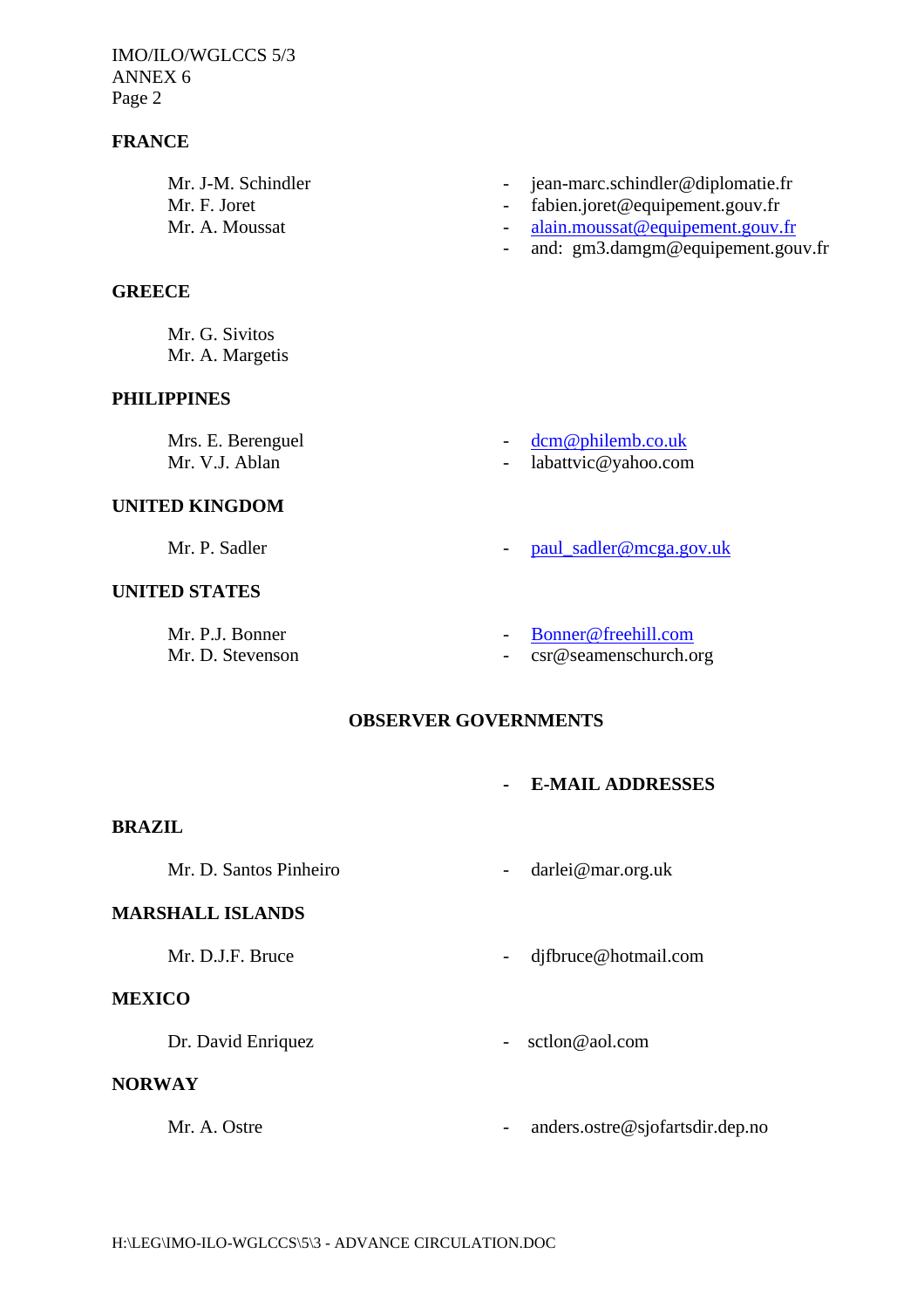## FRANCE

| | |
|---|---|
| Mr. J-M. Schindler | - jean-marc.schindler@diplomatie.fr |
| Mr. F. Joret | - fabien.joret@equipement.gouv.fr |
| Mr. A. Moussat | - alain.moussat@equipement.gouv.fr |
| | - and: gm3.damgm@equipement.gouv.fr |

## GREECE

Mr. G. Sivitos
Mr. A. Margetis

## PHILIPPINES

| | |
|---|---|
| Mrs. E. Berenguel | - dcm@philemb.co.uk |
| Mr. V.J. Ablan | - labattvic@yahoo.com |

## UNITED KINGDOM

| | |
|---|---|
| Mr. P. Sadler | - paul_sadler@mcga.gov.uk |

## UNITED STATES

| | |
|---|---|
| Mr. P.J. Bonner | - Bonner@freehill.com |
| Mr. D. Stevenson | - csr@seamenschurch.org |

## OBSERVER GOVERNMENTS

**- E-MAIL ADDRESSES**

## BRAZIL

| | |
|---|---|
| Mr. D. Santos Pinheiro | - darlei@mar.org.uk |

## MARSHALL ISLANDS

| | |
|---|---|
| Mr. D.J.F. Bruce | - djfbruce@hotmail.com |

## MEXICO

| | |
|---|---|
| Dr. David Enriquez | - sctlon@aol.com |

## NORWAY

| | |
|---|---|
| Mr. A. Ostre | - anders.ostre@sjofartsdir.dep.no |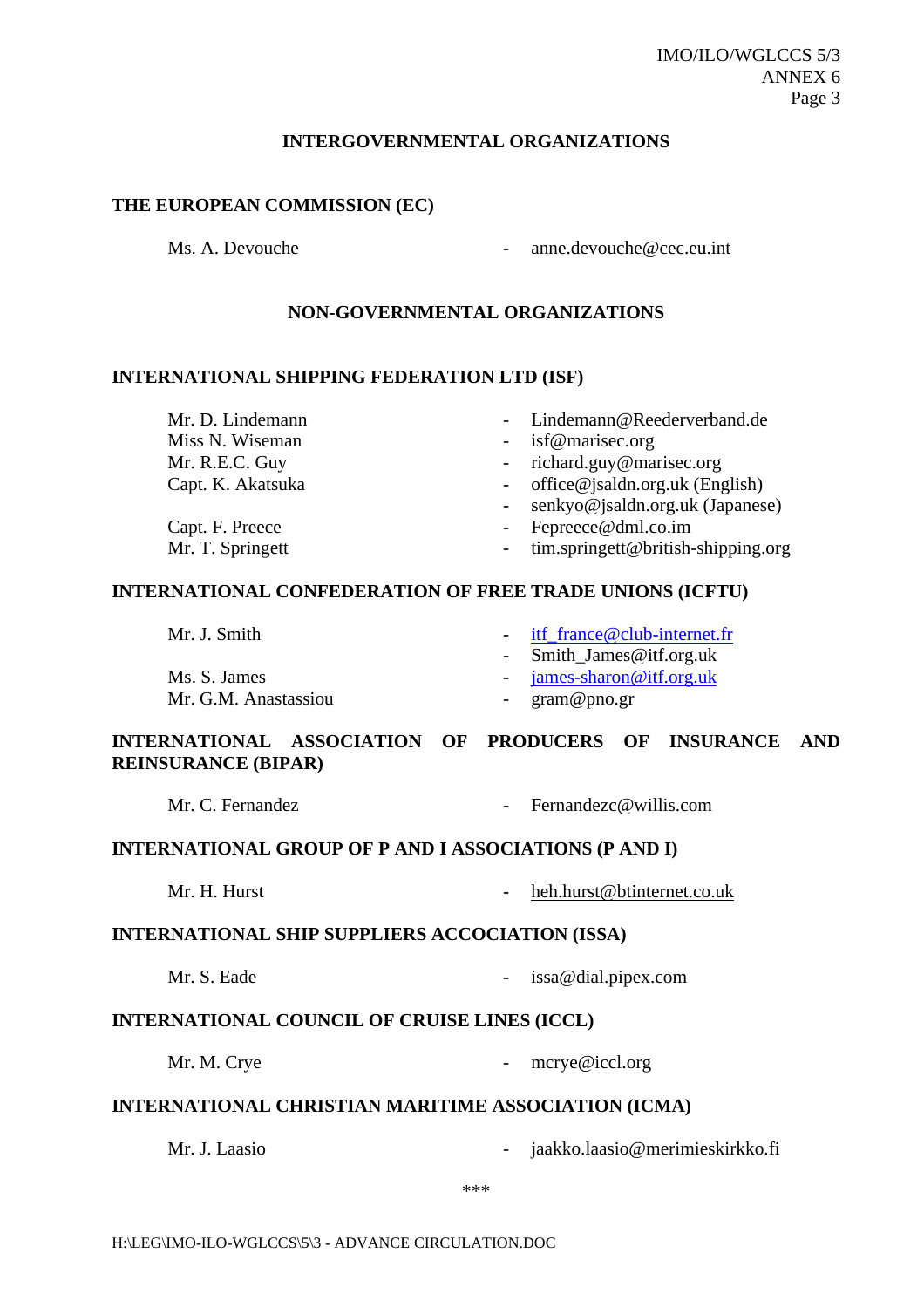## INTERGOVERNMENTAL ORGANIZATIONS

### THE EUROPEAN COMMISSION (EC)

Ms. A. Devouche - anne.devouche@cec.eu.int

## NON-GOVERNMENTAL ORGANIZATIONS

### INTERNATIONAL SHIPPING FEDERATION LTD (ISF)

Mr. D. Lindemann - Lindemann@Reederverband.de
Miss N. Wiseman - isf@marisec.org
Mr. R.E.C. Guy - richard.guy@marisec.org
Capt. K. Akatsuka - office@jsaldn.org.uk (English)
- senkyo@jsaldn.org.uk (Japanese)
Capt. F. Preece - Fepreece@dml.co.im
Mr. T. Springett - tim.springett@british-shipping.org

### INTERNATIONAL CONFEDERATION OF FREE TRADE UNIONS (ICFTU)

Mr. J. Smith - itf_france@club-internet.fr
- Smith_James@itf.org.uk
Ms. S. James - james-sharon@itf.org.uk
Mr. G.M. Anastassiou - gram@pno.gr

### INTERNATIONAL ASSOCIATION OF PRODUCERS OF INSURANCE AND REINSURANCE (BIPAR)

Mr. C. Fernandez - Fernandezc@willis.com

### INTERNATIONAL GROUP OF P AND I ASSOCIATIONS (P AND I)

Mr. H. Hurst - heh.hurst@btinternet.co.uk

### INTERNATIONAL SHIP SUPPLIERS ACCOCIATION (ISSA)

Mr. S. Eade - issa@dial.pipex.com

### INTERNATIONAL COUNCIL OF CRUISE LINES (ICCL)

Mr. M. Crye - mcrye@iccl.org

### INTERNATIONAL CHRISTIAN MARITIME ASSOCIATION (ICMA)

Mr. J. Laasio - jaakko.laasio@merimieskirkko.fi

***

H:\LEG\IMO-ILO-WGLCCS\5\3 - ADVANCE CIRCULATION.DOC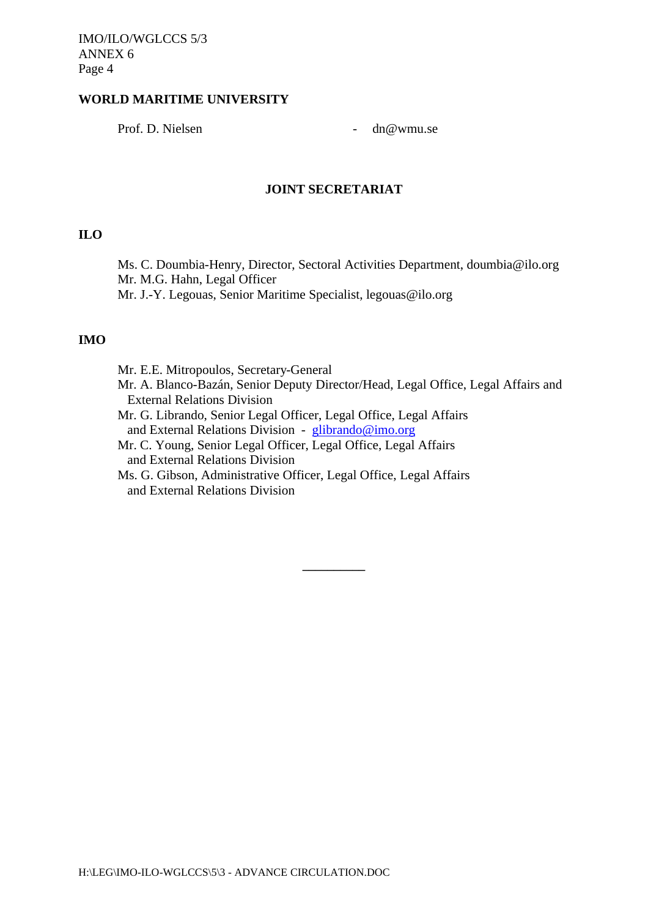**WORLD MARITIME UNIVERSITY**

Prof. D. Nielsen - dn@wmu.se

## JOINT SECRETARIAT

**ILO**

Ms. C. Doumbia-Henry, Director, Sectoral Activities Department, doumbia@ilo.org
Mr. M.G. Hahn, Legal Officer
Mr. J.-Y. Legouas, Senior Maritime Specialist, legouas@ilo.org

**IMO**

Mr. E.E. Mitropoulos, Secretary-General
Mr. A. Blanco-Bazán, Senior Deputy Director/Head, Legal Office, Legal Affairs and External Relations Division
Mr. G. Librando, Senior Legal Officer, Legal Office, Legal Affairs and External Relations Division - glibrando@imo.org
Mr. C. Young, Senior Legal Officer, Legal Office, Legal Affairs and External Relations Division
Ms. G. Gibson, Administrative Officer, Legal Office, Legal Affairs and External Relations Division

___